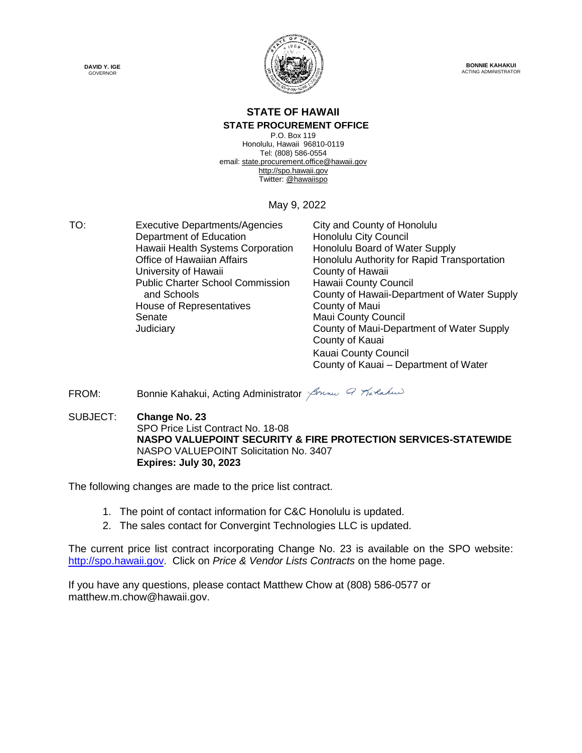**DAVID Y. IGE**
GOVERNOR

**BONNIE KAHAKUI**
ACTING ADMINISTRATOR

## STATE OF HAWAII
### STATE PROCUREMENT OFFICE

P.O. Box 119
Honolulu, Hawaii 96810-0119
Tel: (808) 586-0554
email: state.procurement.office@hawaii.gov
http://spo.hawaii.gov
Twitter: @hawaiispo

May 9, 2022

TO:

Executive Departments/Agencies
Department of Education
Hawaii Health Systems Corporation
Office of Hawaiian Affairs
University of Hawaii
Public Charter School Commission and Schools
House of Representatives
Senate
Judiciary

City and County of Honolulu
Honolulu City Council
Honolulu Board of Water Supply
Honolulu Authority for Rapid Transportation
County of Hawaii
Hawaii County Council
County of Hawaii-Department of Water Supply
County of Maui
Maui County Council
County of Maui-Department of Water Supply
County of Kauai
Kauai County Council
County of Kauai – Department of Water

FROM: Bonnie Kahakui, Acting Administrator

SUBJECT: **Change No. 23**
SPO Price List Contract No. 18-08
**NASPO VALUEPOINT SECURITY & FIRE PROTECTION SERVICES-STATEWIDE**
NASPO VALUEPOINT Solicitation No. 3407
**Expires: July 30, 2023**

The following changes are made to the price list contract.

1. The point of contact information for C&C Honolulu is updated.
2. The sales contact for Convergint Technologies LLC is updated.

The current price list contract incorporating Change No. 23 is available on the SPO website: http://spo.hawaii.gov. Click on *Price & Vendor Lists Contracts* on the home page.

If you have any questions, please contact Matthew Chow at (808) 586-0577 or matthew.m.chow@hawaii.gov.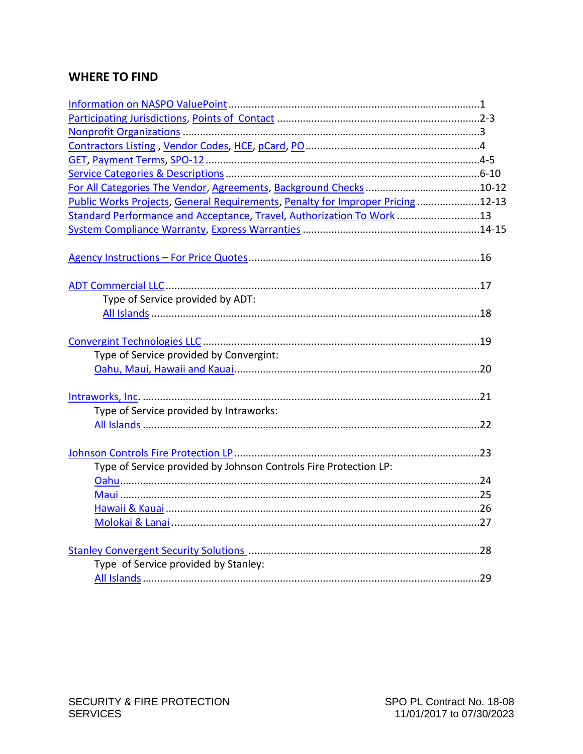## WHERE TO FIND

Information on NASPO ValuePoint .......................................................................................1
Participating Jurisdictions, Points of Contact .....................................................................2-3
Nonprofit Organizations ......................................................................................................3
Contractors Listing , Vendor Codes, HCE, pCard, PO ............................................................4
GET, Payment Terms, SPO-12 ..............................................................................................4-5
Service Categories & Descriptions .......................................................................................6-10
For All Categories The Vendor, Agreements, Background Checks ........................................10-12
Public Works Projects, General Requirements, Penalty for Improper Pricing ......................12-13
Standard Performance and Acceptance, Travel, Authorization To Work ............................13
System Compliance Warranty, Express Warranties .............................................................14-15

Agency Instructions – For Price Quotes ................................................................................16

ADT Commercial LLC .............................................................................................................17
Type of Service provided by ADT:
All Islands ..................................................................................................................18

Convergint Technologies LLC ................................................................................................19
Type of Service provided by Convergint:
Oahu, Maui, Hawaii and Kauai .....................................................................................20

Intraworks, Inc. .....................................................................................................................21
Type of Service provided by Intraworks:
All Islands ....................................................................................................................22

Johnson Controls Fire Protection LP .....................................................................................23
Type of Service provided by Johnson Controls Fire Protection LP:
Oahu............................................................................................................................24
Maui ............................................................................................................................25
Hawaii & Kauai ............................................................................................................26
Molokai & Lanai ..........................................................................................................27

Stanley Convergent Security Solutions ................................................................................28
Type of Service provided by Stanley:
All Islands ....................................................................................................................29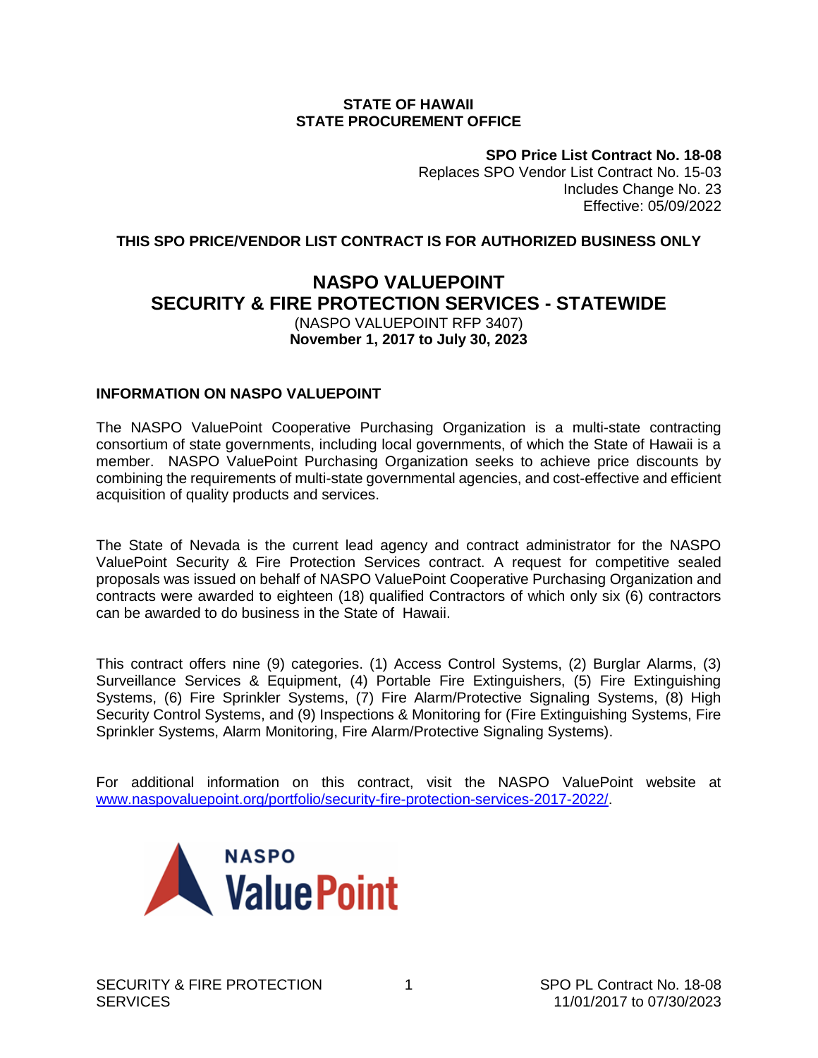**STATE OF HAWAII**
**STATE PROCUREMENT OFFICE**

**SPO Price List Contract No. 18-08**
Replaces SPO Vendor List Contract No. 15-03
Includes Change No. 23
Effective: 05/09/2022

**THIS SPO PRICE/VENDOR LIST CONTRACT IS FOR AUTHORIZED BUSINESS ONLY**

# NASPO VALUEPOINT
# SECURITY & FIRE PROTECTION SERVICES - STATEWIDE

(NASPO VALUEPOINT RFP 3407)
**November 1, 2017 to July 30, 2023**

## INFORMATION ON NASPO VALUEPOINT

The NASPO ValuePoint Cooperative Purchasing Organization is a multi-state contracting consortium of state governments, including local governments, of which the State of Hawaii is a member. NASPO ValuePoint Purchasing Organization seeks to achieve price discounts by combining the requirements of multi-state governmental agencies, and cost-effective and efficient acquisition of quality products and services.

The State of Nevada is the current lead agency and contract administrator for the NASPO ValuePoint Security & Fire Protection Services contract. A request for competitive sealed proposals was issued on behalf of NASPO ValuePoint Cooperative Purchasing Organization and contracts were awarded to eighteen (18) qualified Contractors of which only six (6) contractors can be awarded to do business in the State of Hawaii.

This contract offers nine (9) categories. (1) Access Control Systems, (2) Burglar Alarms, (3) Surveillance Services & Equipment, (4) Portable Fire Extinguishers, (5) Fire Extinguishing Systems, (6) Fire Sprinkler Systems, (7) Fire Alarm/Protective Signaling Systems, (8) High Security Control Systems, and (9) Inspections & Monitoring for (Fire Extinguishing Systems, Fire Sprinkler Systems, Alarm Monitoring, Fire Alarm/Protective Signaling Systems).

For additional information on this contract, visit the NASPO ValuePoint website at www.naspovaluepoint.org/portfolio/security-fire-protection-services-2017-2022/.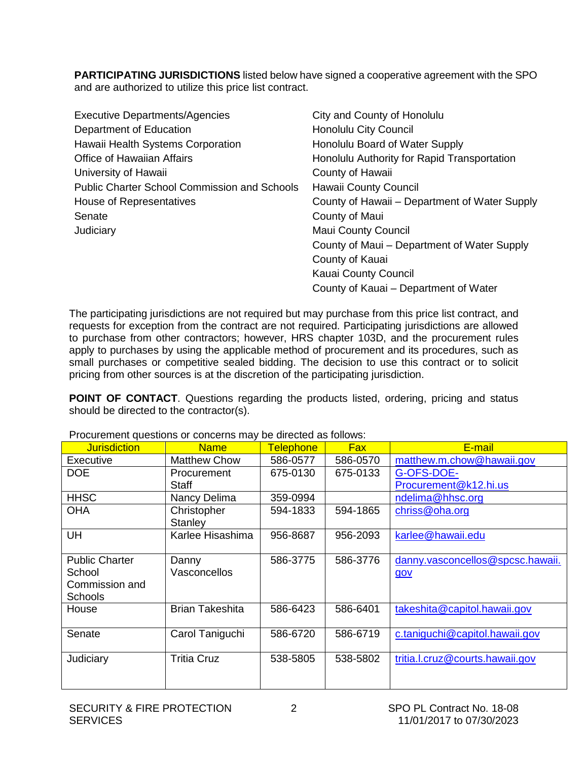**PARTICIPATING JURISDICTIONS** listed below have signed a cooperative agreement with the SPO and are authorized to utilize this price list contract.

Executive Departments/Agencies
Department of Education
Hawaii Health Systems Corporation
Office of Hawaiian Affairs
University of Hawaii
Public Charter School Commission and Schools
House of Representatives
Senate
Judiciary

City and County of Honolulu
Honolulu City Council
Honolulu Board of Water Supply
Honolulu Authority for Rapid Transportation
County of Hawaii
Hawaii County Council
County of Hawaii – Department of Water Supply
County of Maui
Maui County Council
County of Maui – Department of Water Supply
County of Kauai
Kauai County Council
County of Kauai – Department of Water

The participating jurisdictions are not required but may purchase from this price list contract, and requests for exception from the contract are not required. Participating jurisdictions are allowed to purchase from other contractors; however, HRS chapter 103D, and the procurement rules apply to purchases by using the applicable method of procurement and its procedures, such as small purchases or competitive sealed bidding. The decision to use this contract or to solicit pricing from other sources is at the discretion of the participating jurisdiction.

**POINT OF CONTACT**. Questions regarding the products listed, ordering, pricing and status should be directed to the contractor(s).

Procurement questions or concerns may be directed as follows:

| Jurisdiction | Name | Telephone | Fax | E-mail |
|---|---|---|---|---|
| Executive | Matthew Chow | 586-0577 | 586-0570 | matthew.m.chow@hawaii.gov |
| DOE | Procurement Staff | 675-0130 | 675-0133 | G-OFS-DOE-Procurement@k12.hi.us |
| HHSC | Nancy Delima | 359-0994 | | ndelima@hhsc.org |
| OHA | Christopher Stanley | 594-1833 | 594-1865 | chriss@oha.org |
| UH | Karlee Hisashima | 956-8687 | 956-2093 | karlee@hawaii.edu |
| Public Charter School Commission and Schools | Danny Vasconcellos | 586-3775 | 586-3776 | danny.vasconcellos@spcsc.hawaii.gov |
| House | Brian Takeshita | 586-6423 | 586-6401 | takeshita@capitol.hawaii.gov |
| Senate | Carol Taniguchi | 586-6720 | 586-6719 | c.taniguchi@capitol.hawaii.gov |
| Judiciary | Tritia Cruz | 538-5805 | 538-5802 | tritia.l.cruz@courts.hawaii.gov |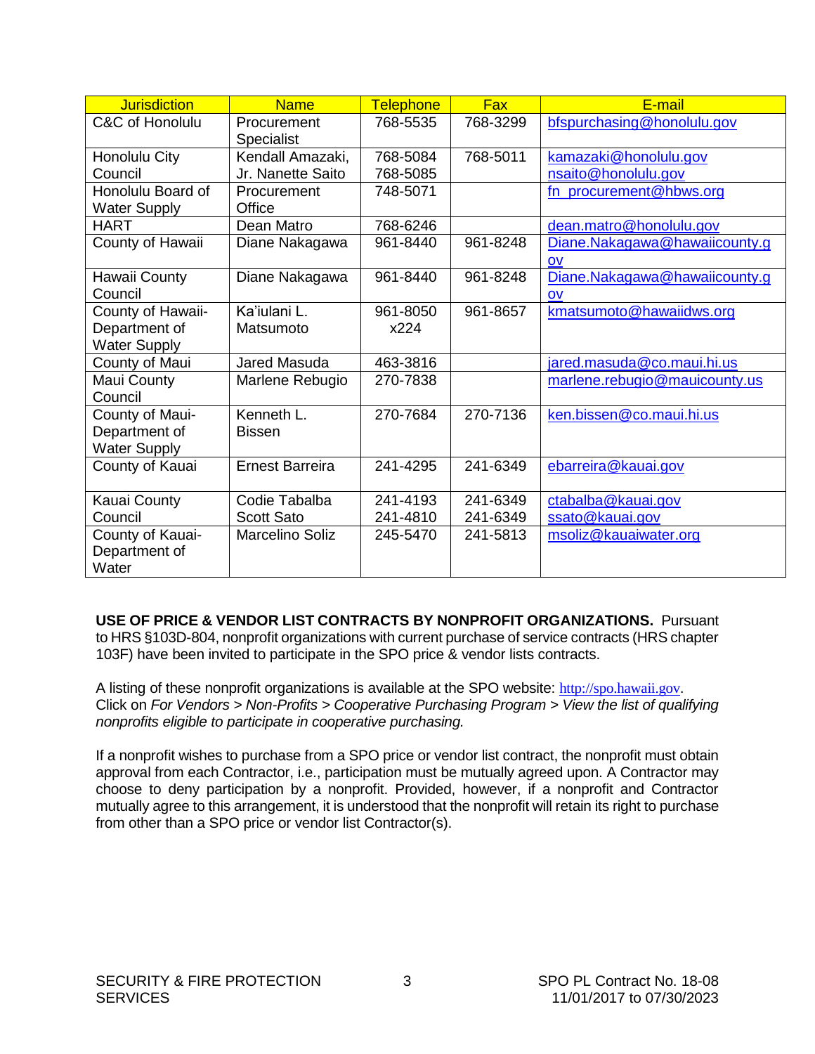| Jurisdiction | Name | Telephone | Fax | E-mail |
|---|---|---|---|---|
| C&C of Honolulu | Procurement Specialist | 768-5535 | 768-3299 | bfspurchasing@honolulu.gov |
| Honolulu City Council | Kendall Amazaki, Jr. Nanette Saito | 768-5084 768-5085 | 768-5011 | kamazaki@honolulu.gov nsaito@honolulu.gov |
| Honolulu Board of Water Supply | Procurement Office | 748-5071 | | fn_procurement@hbws.org |
| HART | Dean Matro | 768-6246 | | dean.matro@honolulu.gov |
| County of Hawaii | Diane Nakagawa | 961-8440 | 961-8248 | Diane.Nakagawa@hawaiicounty.gov |
| Hawaii County Council | Diane Nakagawa | 961-8440 | 961-8248 | Diane.Nakagawa@hawaiicounty.gov |
| County of Hawaii-Department of Water Supply | Ka'iulani L. Matsumoto | 961-8050 x224 | 961-8657 | kmatsumoto@hawaiidws.org |
| County of Maui | Jared Masuda | 463-3816 | | jared.masuda@co.maui.hi.us |
| Maui County Council | Marlene Rebugio | 270-7838 | | marlene.rebugio@mauicounty.us |
| County of Maui-Department of Water Supply | Kenneth L. Bissen | 270-7684 | 270-7136 | ken.bissen@co.maui.hi.us |
| County of Kauai | Ernest Barreira | 241-4295 | 241-6349 | ebarreira@kauai.gov |
| Kauai County Council | Codie Tabalba Scott Sato | 241-4193 241-4810 | 241-6349 241-6349 | ctabalba@kauai.gov ssato@kauai.gov |
| County of Kauai-Department of Water | Marcelino Soliz | 245-5470 | 241-5813 | msoliz@kauaiwater.org |

**USE OF PRICE & VENDOR LIST CONTRACTS BY NONPROFIT ORGANIZATIONS.** Pursuant to HRS §103D-804, nonprofit organizations with current purchase of service contracts (HRS chapter 103F) have been invited to participate in the SPO price & vendor lists contracts.

A listing of these nonprofit organizations is available at the SPO website: http://spo.hawaii.gov. Click on *For Vendors > Non-Profits > Cooperative Purchasing Program > View the list of qualifying nonprofits eligible to participate in cooperative purchasing.*

If a nonprofit wishes to purchase from a SPO price or vendor list contract, the nonprofit must obtain approval from each Contractor, i.e., participation must be mutually agreed upon. A Contractor may choose to deny participation by a nonprofit. Provided, however, if a nonprofit and Contractor mutually agree to this arrangement, it is understood that the nonprofit will retain its right to purchase from other than a SPO price or vendor list Contractor(s).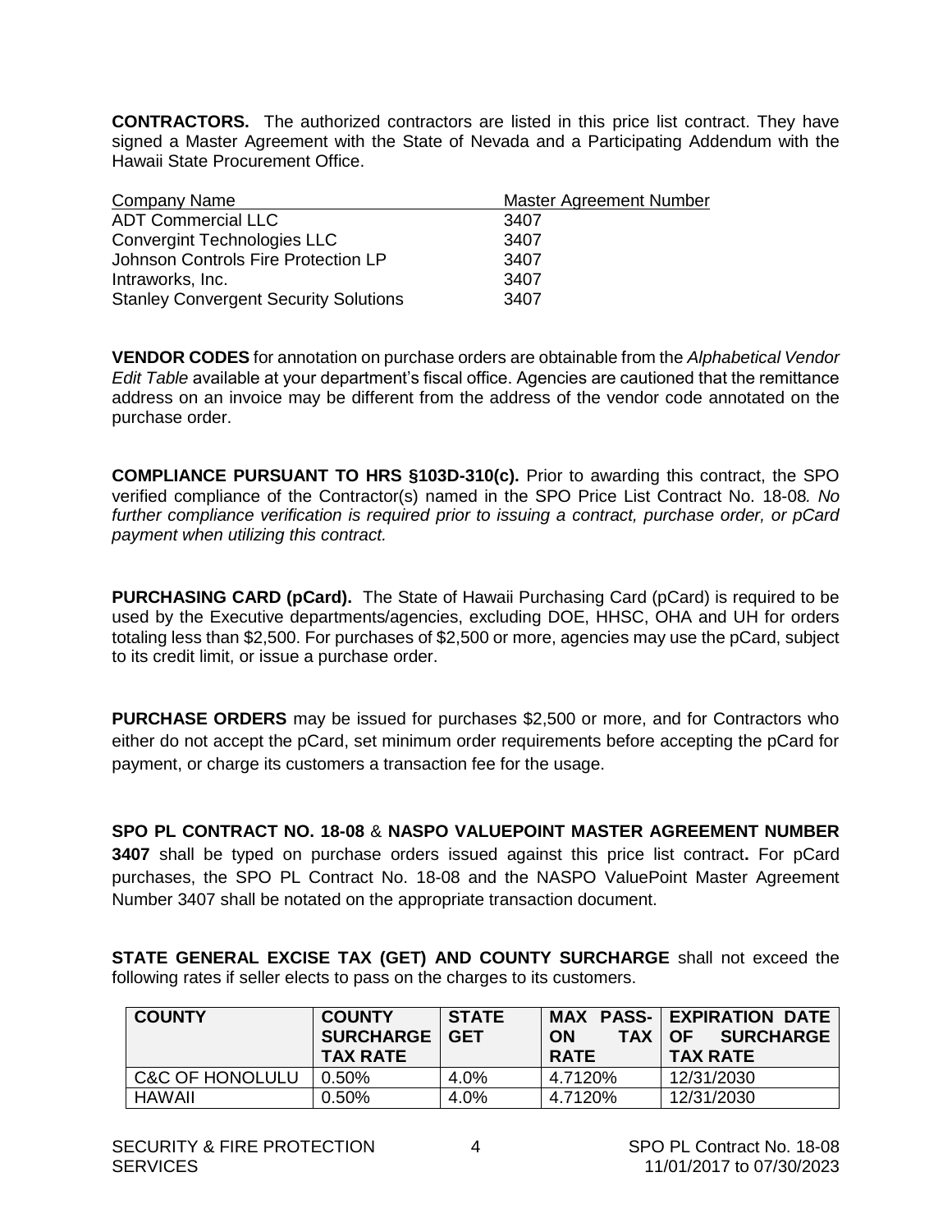**CONTRACTORS.** The authorized contractors are listed in this price list contract. They have signed a Master Agreement with the State of Nevada and a Participating Addendum with the Hawaii State Procurement Office.

| Company Name | Master Agreement Number |
|---|---|
| ADT Commercial LLC | 3407 |
| Convergint Technologies LLC | 3407 |
| Johnson Controls Fire Protection LP | 3407 |
| Intraworks, Inc. | 3407 |
| Stanley Convergent Security Solutions | 3407 |

**VENDOR CODES** for annotation on purchase orders are obtainable from the *Alphabetical Vendor Edit Table* available at your department's fiscal office. Agencies are cautioned that the remittance address on an invoice may be different from the address of the vendor code annotated on the purchase order.

**COMPLIANCE PURSUANT TO HRS §103D-310(c).** Prior to awarding this contract, the SPO verified compliance of the Contractor(s) named in the SPO Price List Contract No. 18-08*. No further compliance verification is required prior to issuing a contract, purchase order, or pCard payment when utilizing this contract.*

**PURCHASING CARD (pCard).** The State of Hawaii Purchasing Card (pCard) is required to be used by the Executive departments/agencies, excluding DOE, HHSC, OHA and UH for orders totaling less than $2,500. For purchases of $2,500 or more, agencies may use the pCard, subject to its credit limit, or issue a purchase order.

**PURCHASE ORDERS** may be issued for purchases $2,500 or more, and for Contractors who either do not accept the pCard, set minimum order requirements before accepting the pCard for payment, or charge its customers a transaction fee for the usage.

**SPO PL CONTRACT NO. 18-08** & **NASPO VALUEPOINT MASTER AGREEMENT NUMBER 3407** shall be typed on purchase orders issued against this price list contract**.** For pCard purchases, the SPO PL Contract No. 18-08 and the NASPO ValuePoint Master Agreement Number 3407 shall be notated on the appropriate transaction document.

**STATE GENERAL EXCISE TAX (GET) AND COUNTY SURCHARGE** shall not exceed the following rates if seller elects to pass on the charges to its customers.

| COUNTY | COUNTY SURCHARGE TAX RATE | STATE GET | MAX PASS-ON TAX RATE | EXPIRATION DATE OF SURCHARGE TAX RATE |
|---|---|---|---|---|
| C&C OF HONOLULU | 0.50% | 4.0% | 4.7120% | 12/31/2030 |
| HAWAII | 0.50% | 4.0% | 4.7120% | 12/31/2030 |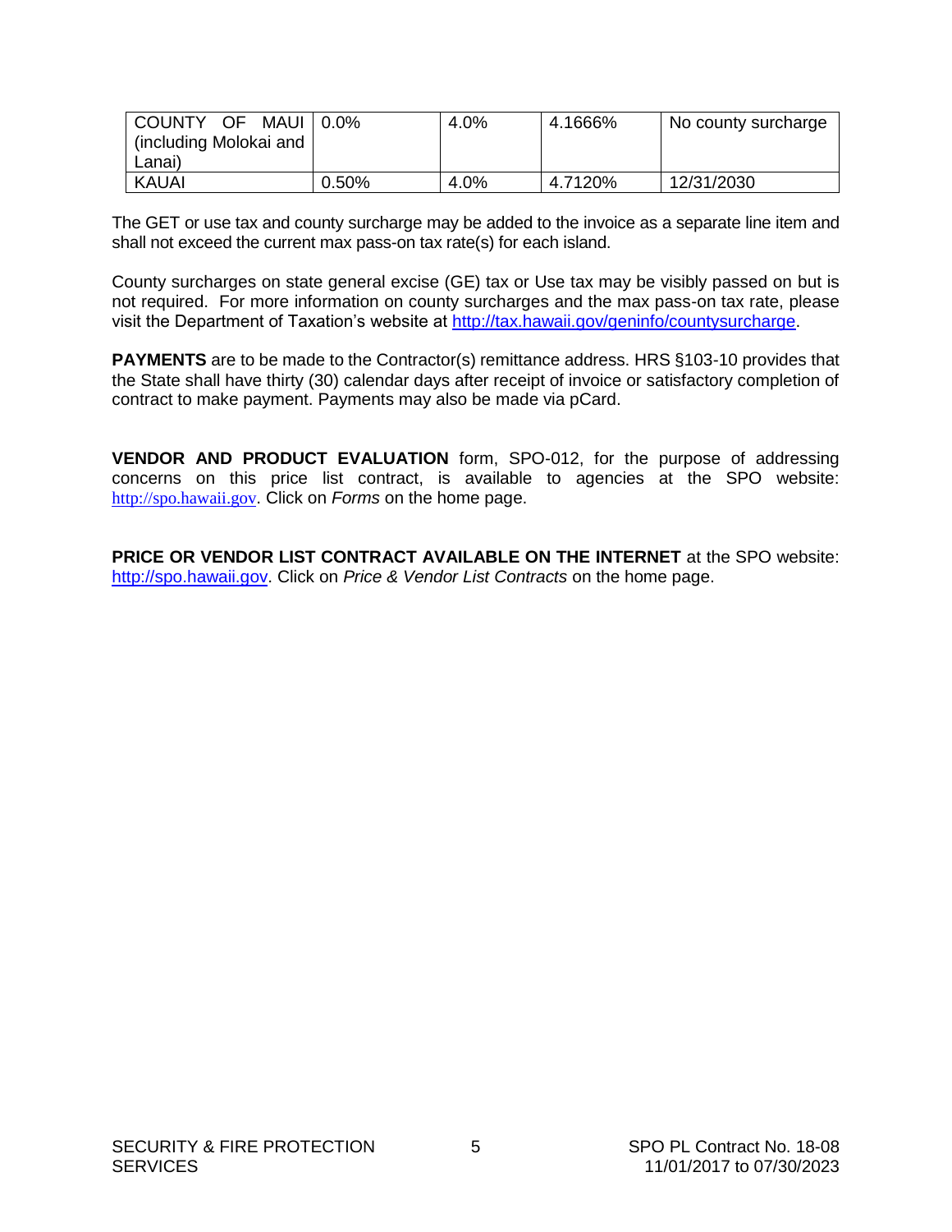| | | | | |
|---|---|---|---|---|
| COUNTY OF MAUI (including Molokai and Lanai) | 0.0% | 4.0% | 4.1666% | No county surcharge |
| KAUAI | 0.50% | 4.0% | 4.7120% | 12/31/2030 |

The GET or use tax and county surcharge may be added to the invoice as a separate line item and shall not exceed the current max pass-on tax rate(s) for each island.

County surcharges on state general excise (GE) tax or Use tax may be visibly passed on but is not required. For more information on county surcharges and the max pass-on tax rate, please visit the Department of Taxation's website at http://tax.hawaii.gov/geninfo/countysurcharge.

**PAYMENTS** are to be made to the Contractor(s) remittance address. HRS §103-10 provides that the State shall have thirty (30) calendar days after receipt of invoice or satisfactory completion of contract to make payment. Payments may also be made via pCard.

**VENDOR AND PRODUCT EVALUATION** form, SPO-012, for the purpose of addressing concerns on this price list contract, is available to agencies at the SPO website: http://spo.hawaii.gov. Click on *Forms* on the home page.

**PRICE OR VENDOR LIST CONTRACT AVAILABLE ON THE INTERNET** at the SPO website: http://spo.hawaii.gov. Click on *Price & Vendor List Contracts* on the home page.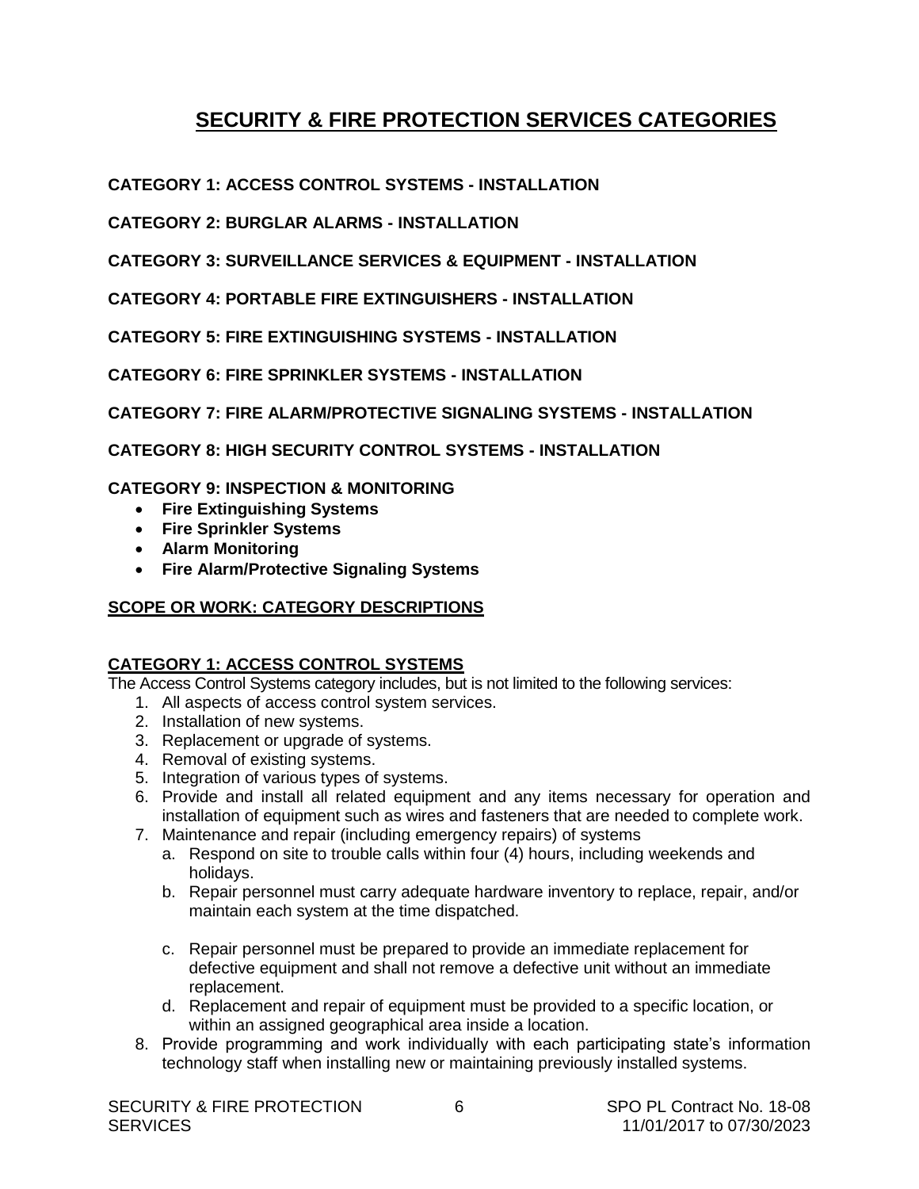# SECURITY & FIRE PROTECTION SERVICES CATEGORIES

**CATEGORY 1: ACCESS CONTROL SYSTEMS - INSTALLATION**

**CATEGORY 2: BURGLAR ALARMS - INSTALLATION**

**CATEGORY 3: SURVEILLANCE SERVICES & EQUIPMENT - INSTALLATION**

**CATEGORY 4: PORTABLE FIRE EXTINGUISHERS - INSTALLATION**

**CATEGORY 5: FIRE EXTINGUISHING SYSTEMS - INSTALLATION**

**CATEGORY 6: FIRE SPRINKLER SYSTEMS - INSTALLATION**

**CATEGORY 7: FIRE ALARM/PROTECTIVE SIGNALING SYSTEMS - INSTALLATION**

**CATEGORY 8: HIGH SECURITY CONTROL SYSTEMS - INSTALLATION**

**CATEGORY 9: INSPECTION & MONITORING**

- **Fire Extinguishing Systems**
- **Fire Sprinkler Systems**
- **Alarm Monitoring**
- **Fire Alarm/Protective Signaling Systems**

## SCOPE OR WORK: CATEGORY DESCRIPTIONS

### CATEGORY 1: ACCESS CONTROL SYSTEMS

The Access Control Systems category includes, but is not limited to the following services:

1. All aspects of access control system services.
2. Installation of new systems.
3. Replacement or upgrade of systems.
4. Removal of existing systems.
5. Integration of various types of systems.
6. Provide and install all related equipment and any items necessary for operation and installation of equipment such as wires and fasteners that are needed to complete work.
7. Maintenance and repair (including emergency repairs) of systems
   a. Respond on site to trouble calls within four (4) hours, including weekends and holidays.
   b. Repair personnel must carry adequate hardware inventory to replace, repair, and/or maintain each system at the time dispatched.
   c. Repair personnel must be prepared to provide an immediate replacement for defective equipment and shall not remove a defective unit without an immediate replacement.
   d. Replacement and repair of equipment must be provided to a specific location, or within an assigned geographical area inside a location.
8. Provide programming and work individually with each participating state's information technology staff when installing new or maintaining previously installed systems.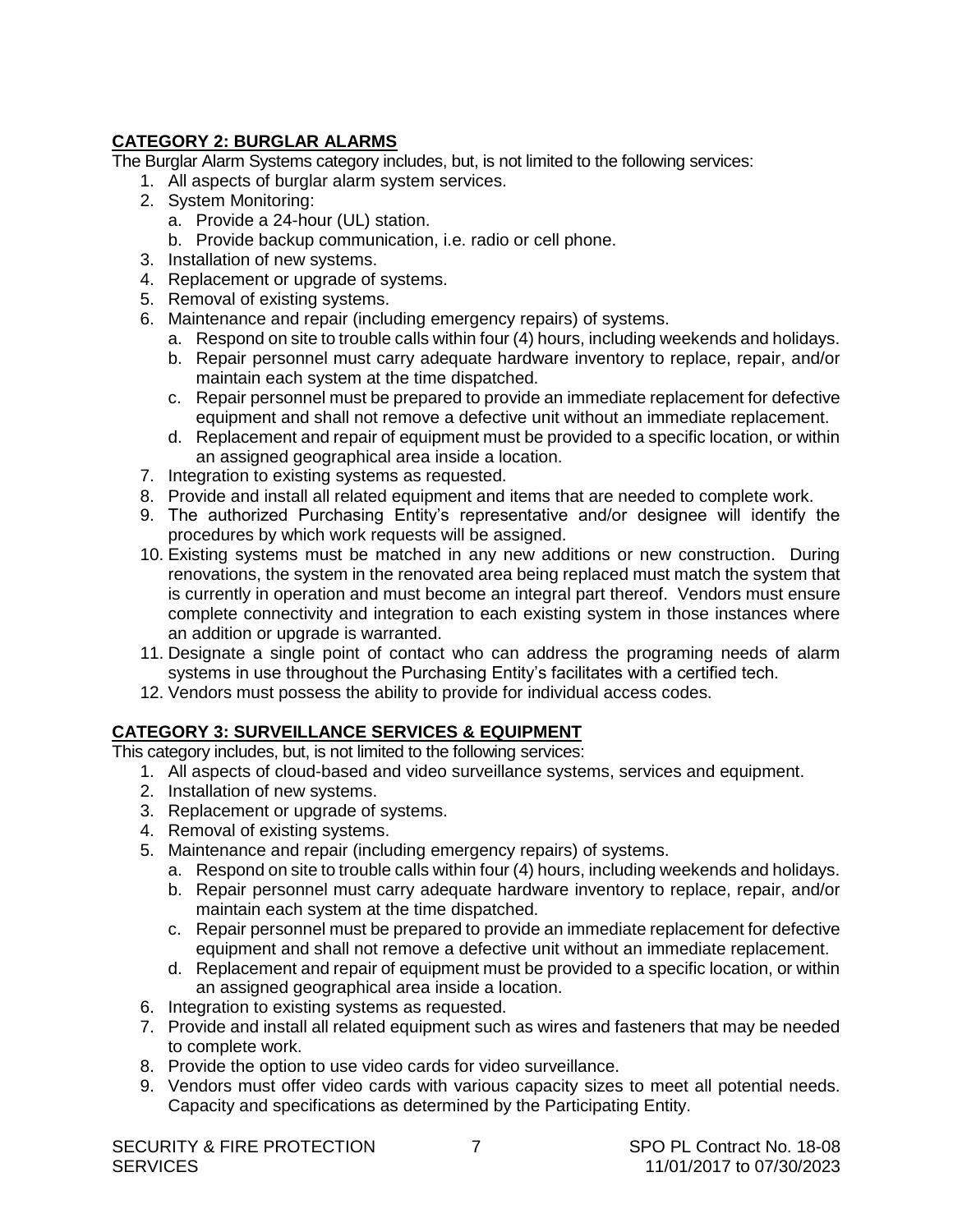## CATEGORY 2: BURGLAR ALARMS

The Burglar Alarm Systems category includes, but, is not limited to the following services:

1. All aspects of burglar alarm system services.
2. System Monitoring:
   a. Provide a 24-hour (UL) station.
   b. Provide backup communication, i.e. radio or cell phone.
3. Installation of new systems.
4. Replacement or upgrade of systems.
5. Removal of existing systems.
6. Maintenance and repair (including emergency repairs) of systems.
   a. Respond on site to trouble calls within four (4) hours, including weekends and holidays.
   b. Repair personnel must carry adequate hardware inventory to replace, repair, and/or maintain each system at the time dispatched.
   c. Repair personnel must be prepared to provide an immediate replacement for defective equipment and shall not remove a defective unit without an immediate replacement.
   d. Replacement and repair of equipment must be provided to a specific location, or within an assigned geographical area inside a location.
7. Integration to existing systems as requested.
8. Provide and install all related equipment and items that are needed to complete work.
9. The authorized Purchasing Entity's representative and/or designee will identify the procedures by which work requests will be assigned.
10. Existing systems must be matched in any new additions or new construction. During renovations, the system in the renovated area being replaced must match the system that is currently in operation and must become an integral part thereof. Vendors must ensure complete connectivity and integration to each existing system in those instances where an addition or upgrade is warranted.
11. Designate a single point of contact who can address the programing needs of alarm systems in use throughout the Purchasing Entity's facilitates with a certified tech.
12. Vendors must possess the ability to provide for individual access codes.

## CATEGORY 3: SURVEILLANCE SERVICES & EQUIPMENT

This category includes, but, is not limited to the following services:

1. All aspects of cloud-based and video surveillance systems, services and equipment.
2. Installation of new systems.
3. Replacement or upgrade of systems.
4. Removal of existing systems.
5. Maintenance and repair (including emergency repairs) of systems.
   a. Respond on site to trouble calls within four (4) hours, including weekends and holidays.
   b. Repair personnel must carry adequate hardware inventory to replace, repair, and/or maintain each system at the time dispatched.
   c. Repair personnel must be prepared to provide an immediate replacement for defective equipment and shall not remove a defective unit without an immediate replacement.
   d. Replacement and repair of equipment must be provided to a specific location, or within an assigned geographical area inside a location.
6. Integration to existing systems as requested.
7. Provide and install all related equipment such as wires and fasteners that may be needed to complete work.
8. Provide the option to use video cards for video surveillance.
9. Vendors must offer video cards with various capacity sizes to meet all potential needs. Capacity and specifications as determined by the Participating Entity.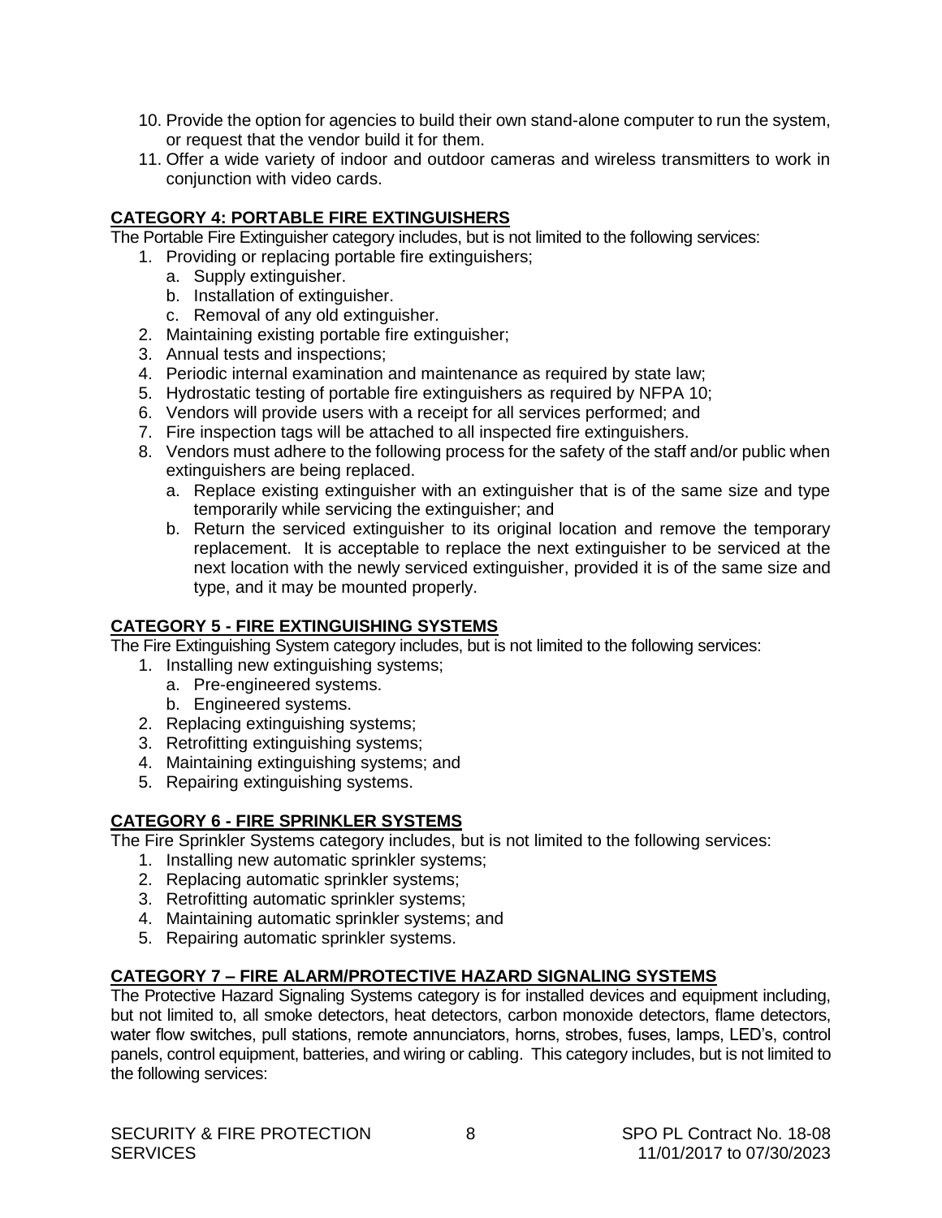10. Provide the option for agencies to build their own stand-alone computer to run the system, or request that the vendor build it for them.
11. Offer a wide variety of indoor and outdoor cameras and wireless transmitters to work in conjunction with video cards.

## CATEGORY 4: PORTABLE FIRE EXTINGUISHERS

The Portable Fire Extinguisher category includes, but is not limited to the following services:

1. Providing or replacing portable fire extinguishers;
   a. Supply extinguisher.
   b. Installation of extinguisher.
   c. Removal of any old extinguisher.
2. Maintaining existing portable fire extinguisher;
3. Annual tests and inspections;
4. Periodic internal examination and maintenance as required by state law;
5. Hydrostatic testing of portable fire extinguishers as required by NFPA 10;
6. Vendors will provide users with a receipt for all services performed; and
7. Fire inspection tags will be attached to all inspected fire extinguishers.
8. Vendors must adhere to the following process for the safety of the staff and/or public when extinguishers are being replaced.
   a. Replace existing extinguisher with an extinguisher that is of the same size and type temporarily while servicing the extinguisher; and
   b. Return the serviced extinguisher to its original location and remove the temporary replacement. It is acceptable to replace the next extinguisher to be serviced at the next location with the newly serviced extinguisher, provided it is of the same size and type, and it may be mounted properly.

## CATEGORY 5 - FIRE EXTINGUISHING SYSTEMS

The Fire Extinguishing System category includes, but is not limited to the following services:

1. Installing new extinguishing systems;
   a. Pre-engineered systems.
   b. Engineered systems.
2. Replacing extinguishing systems;
3. Retrofitting extinguishing systems;
4. Maintaining extinguishing systems; and
5. Repairing extinguishing systems.

## CATEGORY 6 - FIRE SPRINKLER SYSTEMS

The Fire Sprinkler Systems category includes, but is not limited to the following services:

1. Installing new automatic sprinkler systems;
2. Replacing automatic sprinkler systems;
3. Retrofitting automatic sprinkler systems;
4. Maintaining automatic sprinkler systems; and
5. Repairing automatic sprinkler systems.

## CATEGORY 7 – FIRE ALARM/PROTECTIVE HAZARD SIGNALING SYSTEMS

The Protective Hazard Signaling Systems category is for installed devices and equipment including, but not limited to, all smoke detectors, heat detectors, carbon monoxide detectors, flame detectors, water flow switches, pull stations, remote annunciators, horns, strobes, fuses, lamps, LED's, control panels, control equipment, batteries, and wiring or cabling. This category includes, but is not limited to the following services: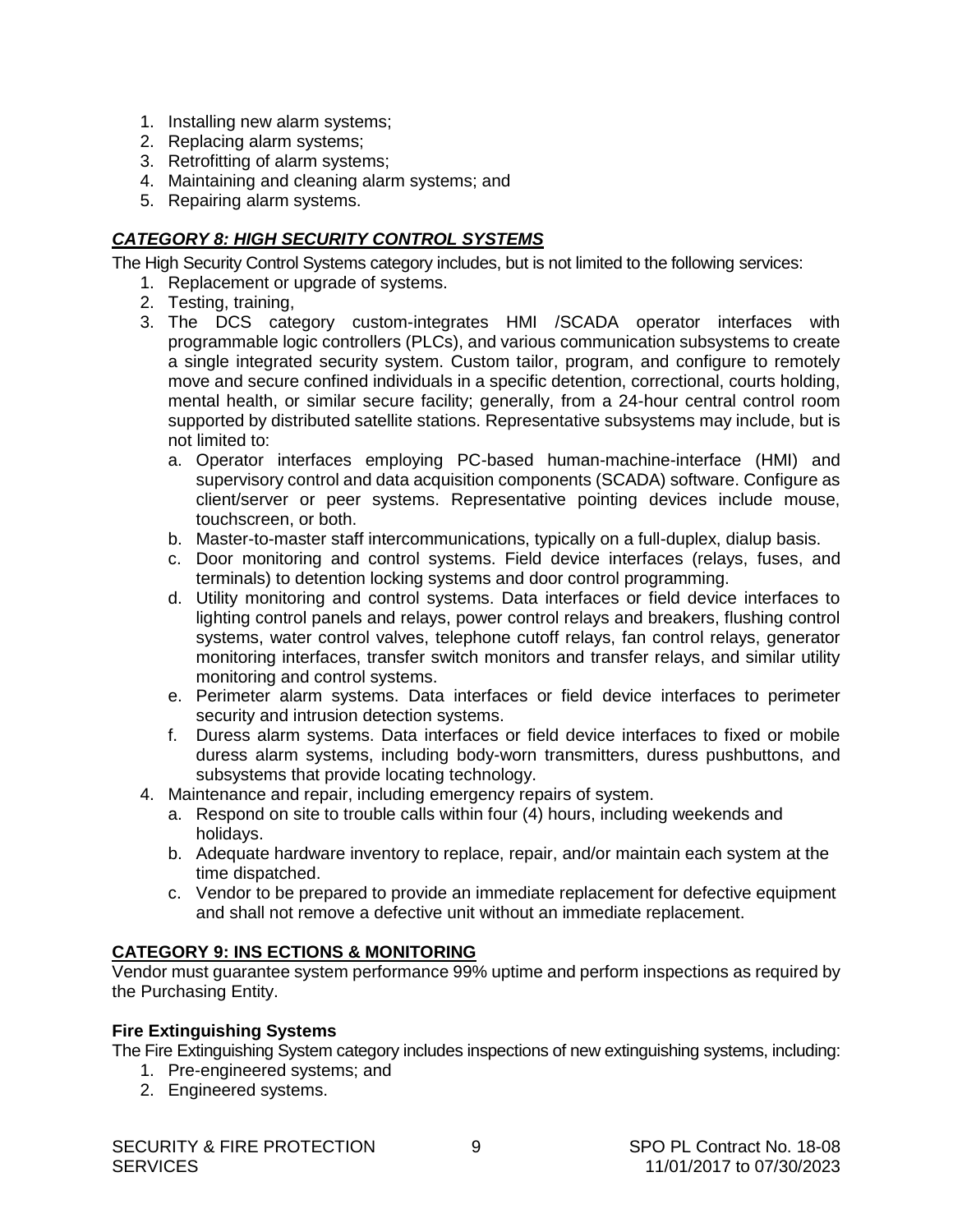1. Installing new alarm systems;
2. Replacing alarm systems;
3. Retrofitting of alarm systems;
4. Maintaining and cleaning alarm systems; and
5. Repairing alarm systems.

## ***CATEGORY 8: HIGH SECURITY CONTROL SYSTEMS***

The High Security Control Systems category includes, but is not limited to the following services:

1. Replacement or upgrade of systems.
2. Testing, training,
3. The DCS category custom-integrates HMI /SCADA operator interfaces with programmable logic controllers (PLCs), and various communication subsystems to create a single integrated security system. Custom tailor, program, and configure to remotely move and secure confined individuals in a specific detention, correctional, courts holding, mental health, or similar secure facility; generally, from a 24-hour central control room supported by distributed satellite stations. Representative subsystems may include, but is not limited to:
   a. Operator interfaces employing PC-based human-machine-interface (HMI) and supervisory control and data acquisition components (SCADA) software. Configure as client/server or peer systems. Representative pointing devices include mouse, touchscreen, or both.
   b. Master-to-master staff intercommunications, typically on a full-duplex, dialup basis.
   c. Door monitoring and control systems. Field device interfaces (relays, fuses, and terminals) to detention locking systems and door control programming.
   d. Utility monitoring and control systems. Data interfaces or field device interfaces to lighting control panels and relays, power control relays and breakers, flushing control systems, water control valves, telephone cutoff relays, fan control relays, generator monitoring interfaces, transfer switch monitors and transfer relays, and similar utility monitoring and control systems.
   e. Perimeter alarm systems. Data interfaces or field device interfaces to perimeter security and intrusion detection systems.
   f. Duress alarm systems. Data interfaces or field device interfaces to fixed or mobile duress alarm systems, including body-worn transmitters, duress pushbuttons, and subsystems that provide locating technology.
4. Maintenance and repair, including emergency repairs of system.
   a. Respond on site to trouble calls within four (4) hours, including weekends and holidays.
   b. Adequate hardware inventory to replace, repair, and/or maintain each system at the time dispatched.
   c. Vendor to be prepared to provide an immediate replacement for defective equipment and shall not remove a defective unit without an immediate replacement.

## **CATEGORY 9: INS ECTIONS & MONITORING**

Vendor must guarantee system performance 99% uptime and perform inspections as required by the Purchasing Entity.

### **Fire Extinguishing Systems**

The Fire Extinguishing System category includes inspections of new extinguishing systems, including:

1. Pre-engineered systems; and
2. Engineered systems.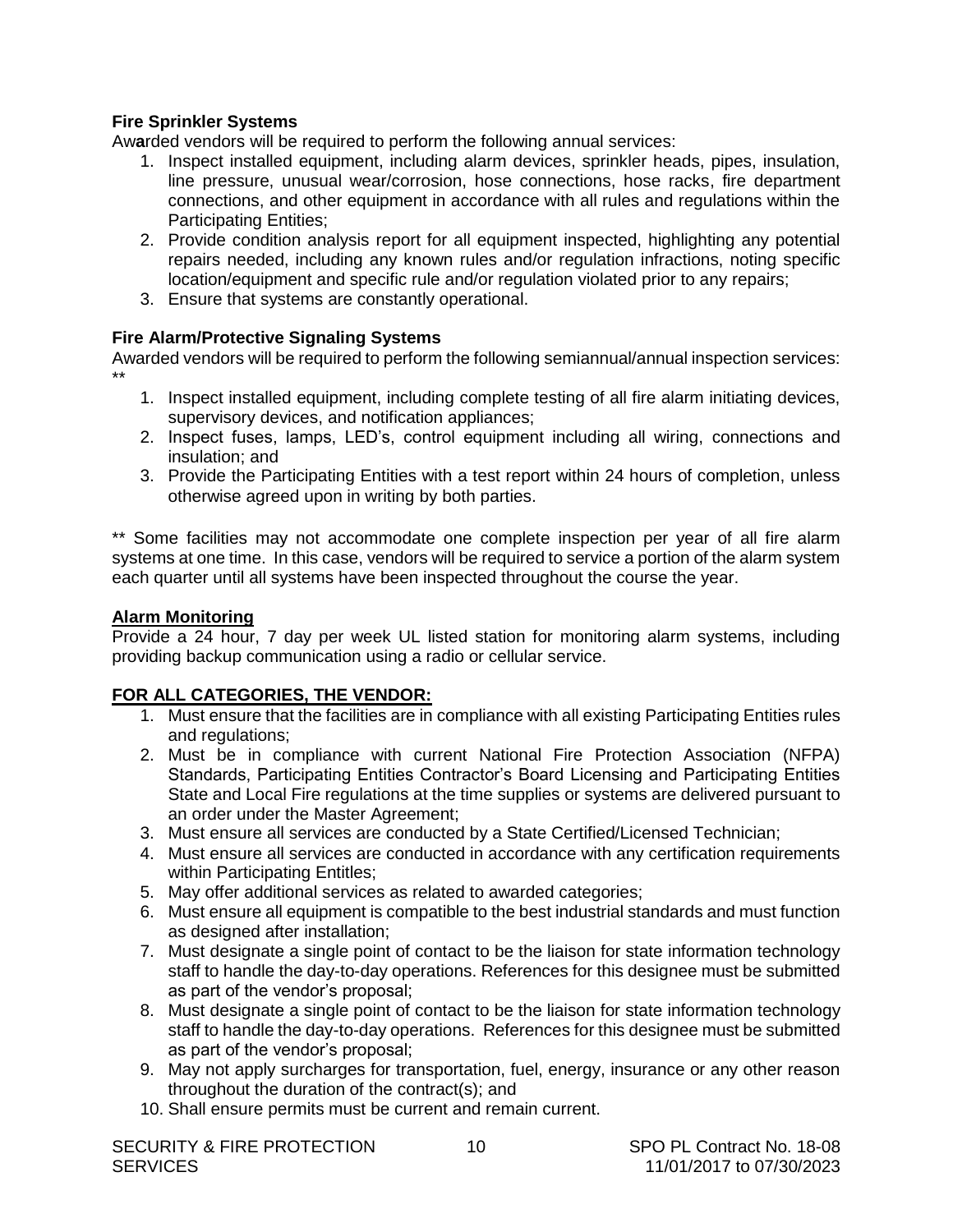**Fire Sprinkler Systems**

Awarded vendors will be required to perform the following annual services:

1. Inspect installed equipment, including alarm devices, sprinkler heads, pipes, insulation, line pressure, unusual wear/corrosion, hose connections, hose racks, fire department connections, and other equipment in accordance with all rules and regulations within the Participating Entities;
2. Provide condition analysis report for all equipment inspected, highlighting any potential repairs needed, including any known rules and/or regulation infractions, noting specific location/equipment and specific rule and/or regulation violated prior to any repairs;
3. Ensure that systems are constantly operational.

**Fire Alarm/Protective Signaling Systems**

Awarded vendors will be required to perform the following semiannual/annual inspection services: **

1. Inspect installed equipment, including complete testing of all fire alarm initiating devices, supervisory devices, and notification appliances;
2. Inspect fuses, lamps, LED's, control equipment including all wiring, connections and insulation; and
3. Provide the Participating Entities with a test report within 24 hours of completion, unless otherwise agreed upon in writing by both parties.

** Some facilities may not accommodate one complete inspection per year of all fire alarm systems at one time. In this case, vendors will be required to service a portion of the alarm system each quarter until all systems have been inspected throughout the course the year.

**Alarm Monitoring**

Provide a 24 hour, 7 day per week UL listed station for monitoring alarm systems, including providing backup communication using a radio or cellular service.

**FOR ALL CATEGORIES, THE VENDOR:**

1. Must ensure that the facilities are in compliance with all existing Participating Entities rules and regulations;
2. Must be in compliance with current National Fire Protection Association (NFPA) Standards, Participating Entities Contractor's Board Licensing and Participating Entities State and Local Fire regulations at the time supplies or systems are delivered pursuant to an order under the Master Agreement;
3. Must ensure all services are conducted by a State Certified/Licensed Technician;
4. Must ensure all services are conducted in accordance with any certification requirements within Participating Entitles;
5. May offer additional services as related to awarded categories;
6. Must ensure all equipment is compatible to the best industrial standards and must function as designed after installation;
7. Must designate a single point of contact to be the liaison for state information technology staff to handle the day-to-day operations. References for this designee must be submitted as part of the vendor's proposal;
8. Must designate a single point of contact to be the liaison for state information technology staff to handle the day-to-day operations. References for this designee must be submitted as part of the vendor's proposal;
9. May not apply surcharges for transportation, fuel, energy, insurance or any other reason throughout the duration of the contract(s); and
10. Shall ensure permits must be current and remain current.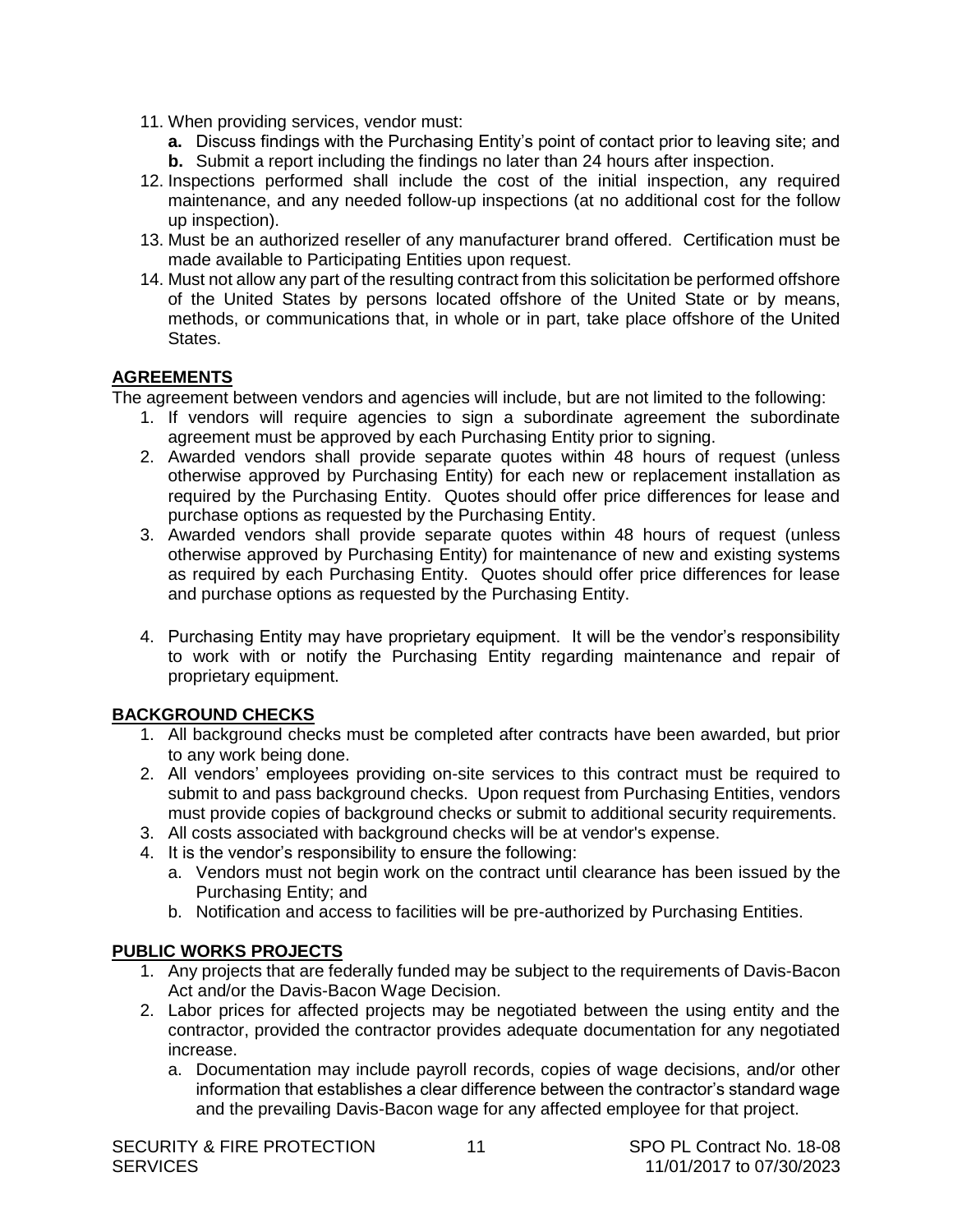11. When providing services, vendor must:
    **a.** Discuss findings with the Purchasing Entity's point of contact prior to leaving site; and
    **b.** Submit a report including the findings no later than 24 hours after inspection.
12. Inspections performed shall include the cost of the initial inspection, any required maintenance, and any needed follow-up inspections (at no additional cost for the follow up inspection).
13. Must be an authorized reseller of any manufacturer brand offered. Certification must be made available to Participating Entities upon request.
14. Must not allow any part of the resulting contract from this solicitation be performed offshore of the United States by persons located offshore of the United State or by means, methods, or communications that, in whole or in part, take place offshore of the United States.

## AGREEMENTS

The agreement between vendors and agencies will include, but are not limited to the following:

1. If vendors will require agencies to sign a subordinate agreement the subordinate agreement must be approved by each Purchasing Entity prior to signing.
2. Awarded vendors shall provide separate quotes within 48 hours of request (unless otherwise approved by Purchasing Entity) for each new or replacement installation as required by the Purchasing Entity. Quotes should offer price differences for lease and purchase options as requested by the Purchasing Entity.
3. Awarded vendors shall provide separate quotes within 48 hours of request (unless otherwise approved by Purchasing Entity) for maintenance of new and existing systems as required by each Purchasing Entity. Quotes should offer price differences for lease and purchase options as requested by the Purchasing Entity.
4. Purchasing Entity may have proprietary equipment. It will be the vendor's responsibility to work with or notify the Purchasing Entity regarding maintenance and repair of proprietary equipment.

## BACKGROUND CHECKS

1. All background checks must be completed after contracts have been awarded, but prior to any work being done.
2. All vendors' employees providing on-site services to this contract must be required to submit to and pass background checks. Upon request from Purchasing Entities, vendors must provide copies of background checks or submit to additional security requirements.
3. All costs associated with background checks will be at vendor's expense.
4. It is the vendor's responsibility to ensure the following:
    a. Vendors must not begin work on the contract until clearance has been issued by the Purchasing Entity; and
    b. Notification and access to facilities will be pre-authorized by Purchasing Entities.

## PUBLIC WORKS PROJECTS

1. Any projects that are federally funded may be subject to the requirements of Davis-Bacon Act and/or the Davis-Bacon Wage Decision.
2. Labor prices for affected projects may be negotiated between the using entity and the contractor, provided the contractor provides adequate documentation for any negotiated increase.
    a. Documentation may include payroll records, copies of wage decisions, and/or other information that establishes a clear difference between the contractor's standard wage and the prevailing Davis-Bacon wage for any affected employee for that project.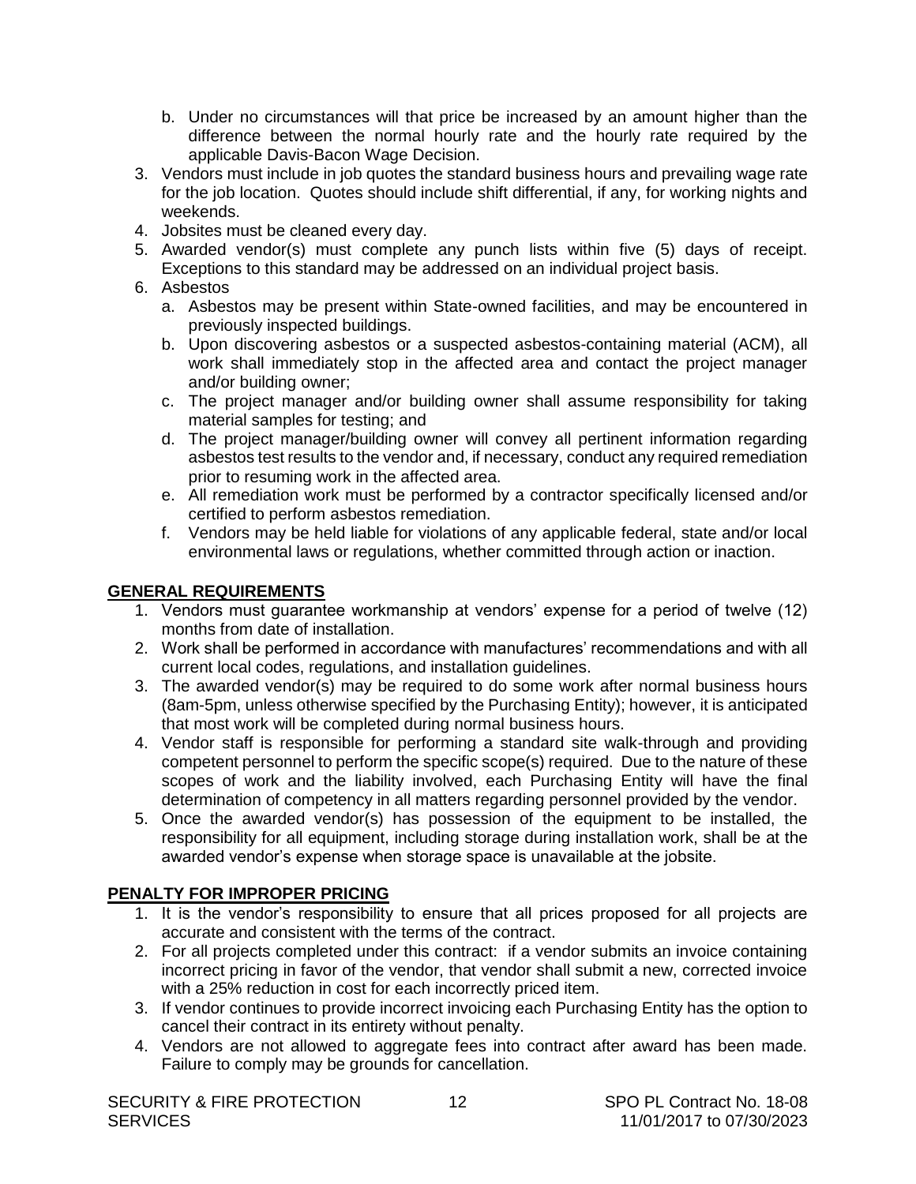b. Under no circumstances will that price be increased by an amount higher than the difference between the normal hourly rate and the hourly rate required by the applicable Davis-Bacon Wage Decision.

3. Vendors must include in job quotes the standard business hours and prevailing wage rate for the job location. Quotes should include shift differential, if any, for working nights and weekends.
4. Jobsites must be cleaned every day.
5. Awarded vendor(s) must complete any punch lists within five (5) days of receipt. Exceptions to this standard may be addressed on an individual project basis.
6. Asbestos
   a. Asbestos may be present within State-owned facilities, and may be encountered in previously inspected buildings.
   b. Upon discovering asbestos or a suspected asbestos-containing material (ACM), all work shall immediately stop in the affected area and contact the project manager and/or building owner;
   c. The project manager and/or building owner shall assume responsibility for taking material samples for testing; and
   d. The project manager/building owner will convey all pertinent information regarding asbestos test results to the vendor and, if necessary, conduct any required remediation prior to resuming work in the affected area.
   e. All remediation work must be performed by a contractor specifically licensed and/or certified to perform asbestos remediation.
   f. Vendors may be held liable for violations of any applicable federal, state and/or local environmental laws or regulations, whether committed through action or inaction.

## GENERAL REQUIREMENTS

1. Vendors must guarantee workmanship at vendors' expense for a period of twelve (12) months from date of installation.
2. Work shall be performed in accordance with manufactures' recommendations and with all current local codes, regulations, and installation guidelines.
3. The awarded vendor(s) may be required to do some work after normal business hours (8am-5pm, unless otherwise specified by the Purchasing Entity); however, it is anticipated that most work will be completed during normal business hours.
4. Vendor staff is responsible for performing a standard site walk-through and providing competent personnel to perform the specific scope(s) required. Due to the nature of these scopes of work and the liability involved, each Purchasing Entity will have the final determination of competency in all matters regarding personnel provided by the vendor.
5. Once the awarded vendor(s) has possession of the equipment to be installed, the responsibility for all equipment, including storage during installation work, shall be at the awarded vendor's expense when storage space is unavailable at the jobsite.

## PENALTY FOR IMPROPER PRICING

1. It is the vendor's responsibility to ensure that all prices proposed for all projects are accurate and consistent with the terms of the contract.
2. For all projects completed under this contract: if a vendor submits an invoice containing incorrect pricing in favor of the vendor, that vendor shall submit a new, corrected invoice with a 25% reduction in cost for each incorrectly priced item.
3. If vendor continues to provide incorrect invoicing each Purchasing Entity has the option to cancel their contract in its entirety without penalty.
4. Vendors are not allowed to aggregate fees into contract after award has been made. Failure to comply may be grounds for cancellation.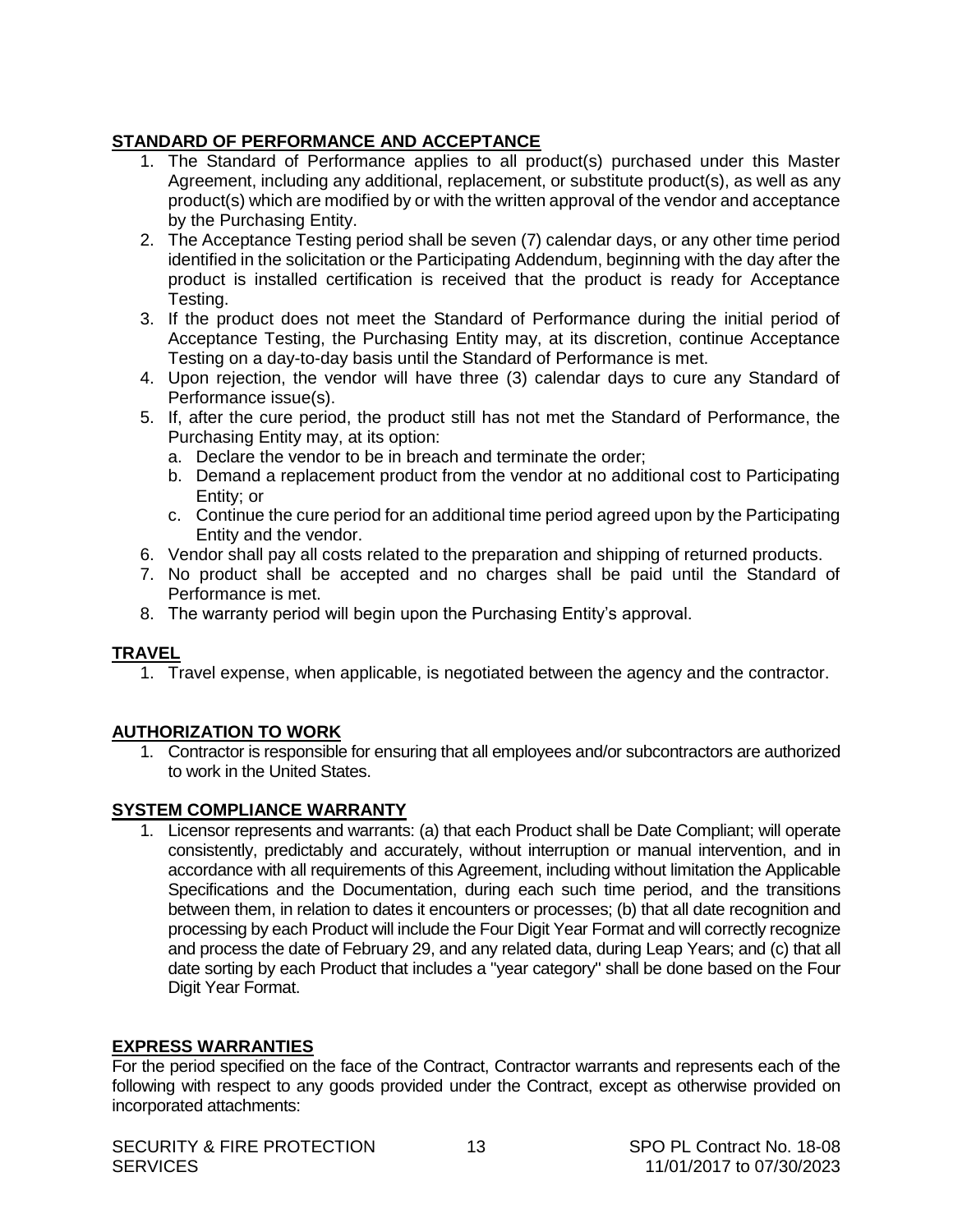**STANDARD OF PERFORMANCE AND ACCEPTANCE**

1. The Standard of Performance applies to all product(s) purchased under this Master Agreement, including any additional, replacement, or substitute product(s), as well as any product(s) which are modified by or with the written approval of the vendor and acceptance by the Purchasing Entity.
2. The Acceptance Testing period shall be seven (7) calendar days, or any other time period identified in the solicitation or the Participating Addendum, beginning with the day after the product is installed certification is received that the product is ready for Acceptance Testing.
3. If the product does not meet the Standard of Performance during the initial period of Acceptance Testing, the Purchasing Entity may, at its discretion, continue Acceptance Testing on a day-to-day basis until the Standard of Performance is met.
4. Upon rejection, the vendor will have three (3) calendar days to cure any Standard of Performance issue(s).
5. If, after the cure period, the product still has not met the Standard of Performance, the Purchasing Entity may, at its option:
   a. Declare the vendor to be in breach and terminate the order;
   b. Demand a replacement product from the vendor at no additional cost to Participating Entity; or
   c. Continue the cure period for an additional time period agreed upon by the Participating Entity and the vendor.
6. Vendor shall pay all costs related to the preparation and shipping of returned products.
7. No product shall be accepted and no charges shall be paid until the Standard of Performance is met.
8. The warranty period will begin upon the Purchasing Entity's approval.

**TRAVEL**

1. Travel expense, when applicable, is negotiated between the agency and the contractor.

**AUTHORIZATION TO WORK**

1. Contractor is responsible for ensuring that all employees and/or subcontractors are authorized to work in the United States.

**SYSTEM COMPLIANCE WARRANTY**

1. Licensor represents and warrants: (a) that each Product shall be Date Compliant; will operate consistently, predictably and accurately, without interruption or manual intervention, and in accordance with all requirements of this Agreement, including without limitation the Applicable Specifications and the Documentation, during each such time period, and the transitions between them, in relation to dates it encounters or processes; (b) that all date recognition and processing by each Product will include the Four Digit Year Format and will correctly recognize and process the date of February 29, and any related data, during Leap Years; and (c) that all date sorting by each Product that includes a "year category" shall be done based on the Four Digit Year Format.

**EXPRESS WARRANTIES**

For the period specified on the face of the Contract, Contractor warrants and represents each of the following with respect to any goods provided under the Contract, except as otherwise provided on incorporated attachments: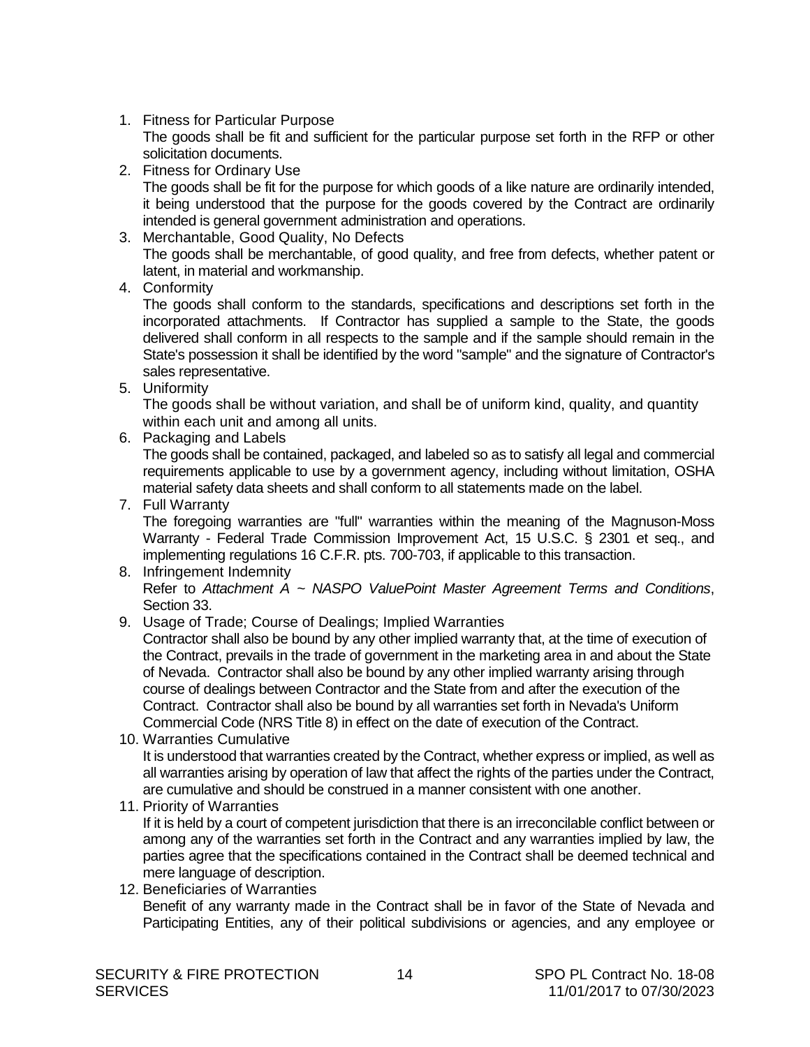1. Fitness for Particular Purpose
   The goods shall be fit and sufficient for the particular purpose set forth in the RFP or other solicitation documents.
2. Fitness for Ordinary Use
   The goods shall be fit for the purpose for which goods of a like nature are ordinarily intended, it being understood that the purpose for the goods covered by the Contract are ordinarily intended is general government administration and operations.
3. Merchantable, Good Quality, No Defects
   The goods shall be merchantable, of good quality, and free from defects, whether patent or latent, in material and workmanship.
4. Conformity
   The goods shall conform to the standards, specifications and descriptions set forth in the incorporated attachments. If Contractor has supplied a sample to the State, the goods delivered shall conform in all respects to the sample and if the sample should remain in the State's possession it shall be identified by the word "sample" and the signature of Contractor's sales representative.
5. Uniformity
   The goods shall be without variation, and shall be of uniform kind, quality, and quantity within each unit and among all units.
6. Packaging and Labels
   The goods shall be contained, packaged, and labeled so as to satisfy all legal and commercial requirements applicable to use by a government agency, including without limitation, OSHA material safety data sheets and shall conform to all statements made on the label.
7. Full Warranty
   The foregoing warranties are "full" warranties within the meaning of the Magnuson-Moss Warranty - Federal Trade Commission Improvement Act, 15 U.S.C. § 2301 et seq., and implementing regulations 16 C.F.R. pts. 700-703, if applicable to this transaction.
8. Infringement Indemnity
   Refer to *Attachment A ~ NASPO ValuePoint Master Agreement Terms and Conditions*, Section 33.
9. Usage of Trade; Course of Dealings; Implied Warranties
   Contractor shall also be bound by any other implied warranty that, at the time of execution of the Contract, prevails in the trade of government in the marketing area in and about the State of Nevada. Contractor shall also be bound by any other implied warranty arising through course of dealings between Contractor and the State from and after the execution of the Contract. Contractor shall also be bound by all warranties set forth in Nevada's Uniform Commercial Code (NRS Title 8) in effect on the date of execution of the Contract.
10. Warranties Cumulative
    It is understood that warranties created by the Contract, whether express or implied, as well as all warranties arising by operation of law that affect the rights of the parties under the Contract, are cumulative and should be construed in a manner consistent with one another.
11. Priority of Warranties
    If it is held by a court of competent jurisdiction that there is an irreconcilable conflict between or among any of the warranties set forth in the Contract and any warranties implied by law, the parties agree that the specifications contained in the Contract shall be deemed technical and mere language of description.
12. Beneficiaries of Warranties
    Benefit of any warranty made in the Contract shall be in favor of the State of Nevada and Participating Entities, any of their political subdivisions or agencies, and any employee or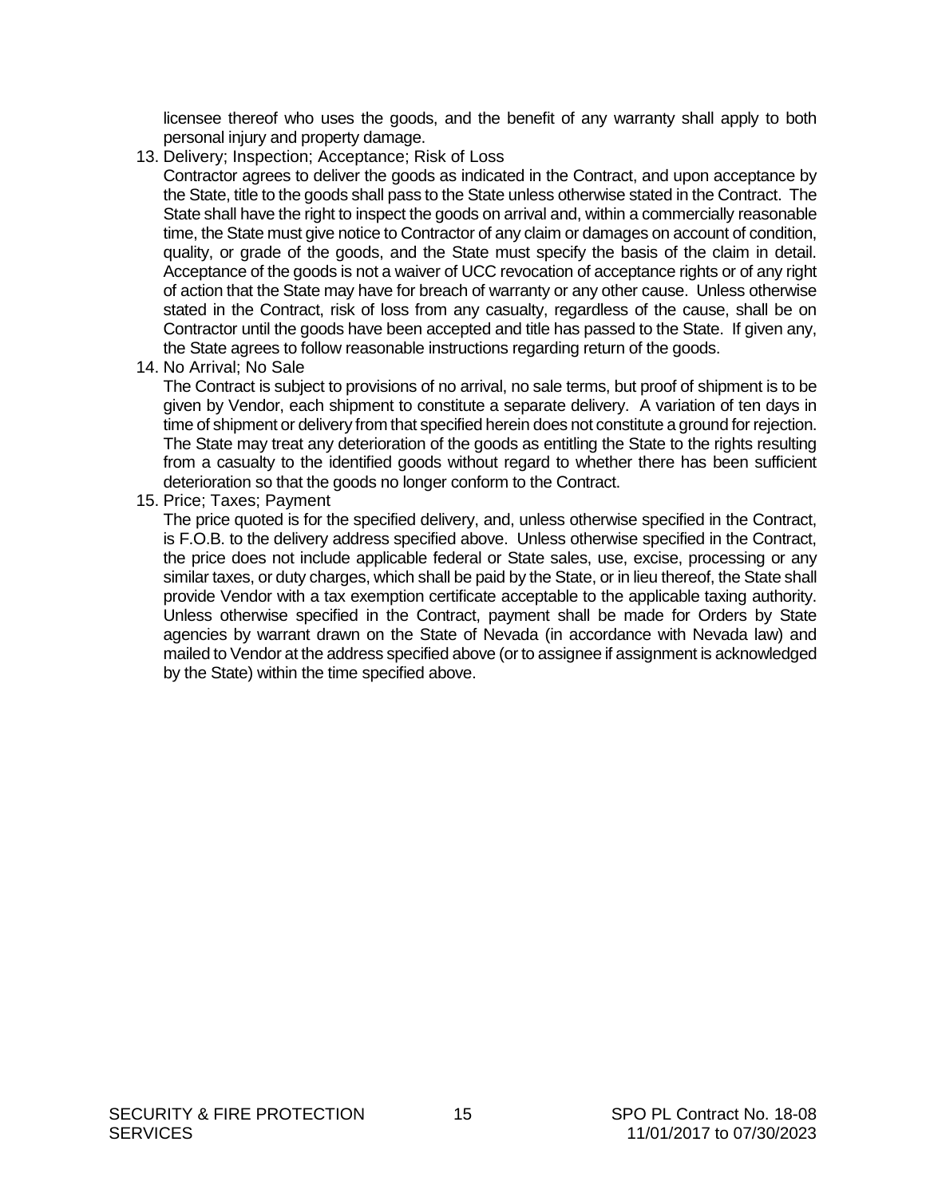licensee thereof who uses the goods, and the benefit of any warranty shall apply to both personal injury and property damage.

13. Delivery; Inspection; Acceptance; Risk of Loss

    Contractor agrees to deliver the goods as indicated in the Contract, and upon acceptance by the State, title to the goods shall pass to the State unless otherwise stated in the Contract. The State shall have the right to inspect the goods on arrival and, within a commercially reasonable time, the State must give notice to Contractor of any claim or damages on account of condition, quality, or grade of the goods, and the State must specify the basis of the claim in detail. Acceptance of the goods is not a waiver of UCC revocation of acceptance rights or of any right of action that the State may have for breach of warranty or any other cause. Unless otherwise stated in the Contract, risk of loss from any casualty, regardless of the cause, shall be on Contractor until the goods have been accepted and title has passed to the State. If given any, the State agrees to follow reasonable instructions regarding return of the goods.

14. No Arrival; No Sale

    The Contract is subject to provisions of no arrival, no sale terms, but proof of shipment is to be given by Vendor, each shipment to constitute a separate delivery. A variation of ten days in time of shipment or delivery from that specified herein does not constitute a ground for rejection. The State may treat any deterioration of the goods as entitling the State to the rights resulting from a casualty to the identified goods without regard to whether there has been sufficient deterioration so that the goods no longer conform to the Contract.

15. Price; Taxes; Payment

    The price quoted is for the specified delivery, and, unless otherwise specified in the Contract, is F.O.B. to the delivery address specified above. Unless otherwise specified in the Contract, the price does not include applicable federal or State sales, use, excise, processing or any similar taxes, or duty charges, which shall be paid by the State, or in lieu thereof, the State shall provide Vendor with a tax exemption certificate acceptable to the applicable taxing authority. Unless otherwise specified in the Contract, payment shall be made for Orders by State agencies by warrant drawn on the State of Nevada (in accordance with Nevada law) and mailed to Vendor at the address specified above (or to assignee if assignment is acknowledged by the State) within the time specified above.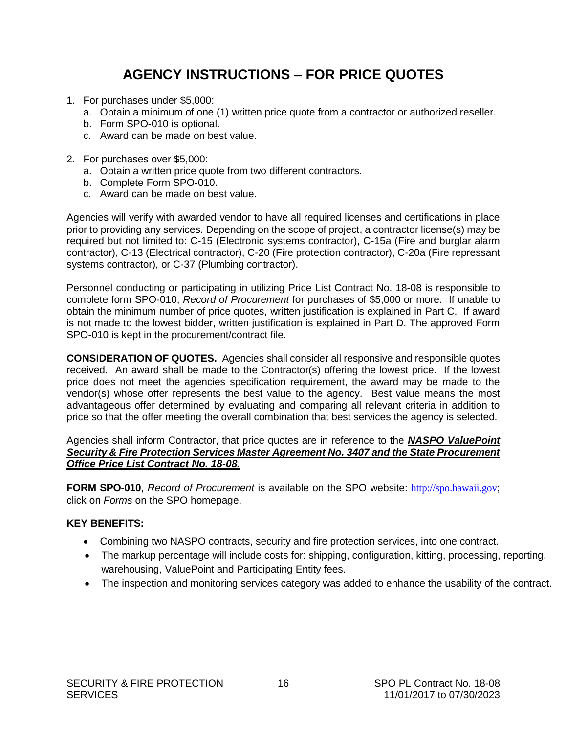# AGENCY INSTRUCTIONS – FOR PRICE QUOTES

1. For purchases under $5,000:
   a. Obtain a minimum of one (1) written price quote from a contractor or authorized reseller.
   b. Form SPO-010 is optional.
   c. Award can be made on best value.

2. For purchases over $5,000:
   a. Obtain a written price quote from two different contractors.
   b. Complete Form SPO-010.
   c. Award can be made on best value.

Agencies will verify with awarded vendor to have all required licenses and certifications in place prior to providing any services. Depending on the scope of project, a contractor license(s) may be required but not limited to: C-15 (Electronic systems contractor), C-15a (Fire and burglar alarm contractor), C-13 (Electrical contractor), C-20 (Fire protection contractor), C-20a (Fire repressant systems contractor), or C-37 (Plumbing contractor).

Personnel conducting or participating in utilizing Price List Contract No. 18-08 is responsible to complete form SPO-010, *Record of Procurement* for purchases of $5,000 or more. If unable to obtain the minimum number of price quotes, written justification is explained in Part C. If award is not made to the lowest bidder, written justification is explained in Part D. The approved Form SPO-010 is kept in the procurement/contract file.

**CONSIDERATION OF QUOTES.** Agencies shall consider all responsive and responsible quotes received. An award shall be made to the Contractor(s) offering the lowest price. If the lowest price does not meet the agencies specification requirement, the award may be made to the vendor(s) whose offer represents the best value to the agency. Best value means the most advantageous offer determined by evaluating and comparing all relevant criteria in addition to price so that the offer meeting the overall combination that best services the agency is selected.

Agencies shall inform Contractor, that price quotes are in reference to the ***NASPO ValuePoint Security & Fire Protection Services Master Agreement No. 3407 and the State Procurement Office Price List Contract No. 18-08.***

**FORM SPO-010**, *Record of Procurement* is available on the SPO website: http://spo.hawaii.gov; click on *Forms* on the SPO homepage.

**KEY BENEFITS:**

- Combining two NASPO contracts, security and fire protection services, into one contract.
- The markup percentage will include costs for: shipping, configuration, kitting, processing, reporting, warehousing, ValuePoint and Participating Entity fees.
- The inspection and monitoring services category was added to enhance the usability of the contract.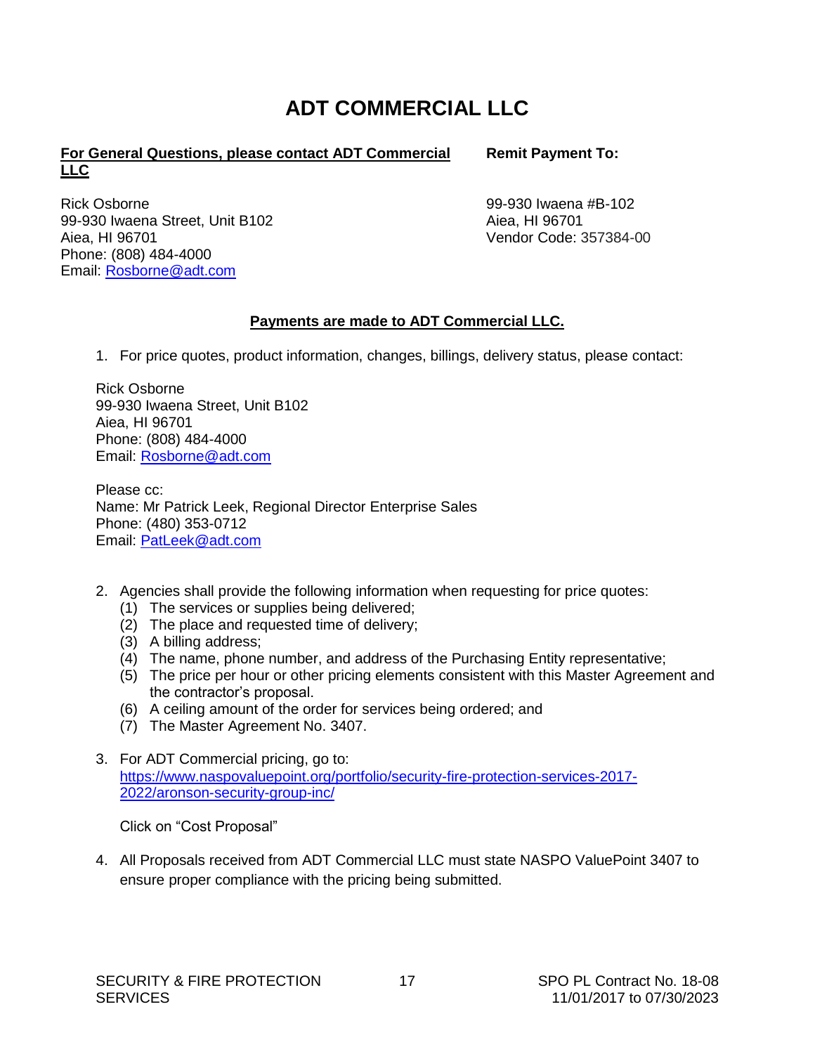# ADT COMMERCIAL LLC

**For General Questions, please contact ADT Commercial LLC**

Rick Osborne
99-930 Iwaena Street, Unit B102
Aiea, HI 96701
Phone: (808) 484-4000
Email: Rosborne@adt.com

**Remit Payment To:**

99-930 Iwaena #B-102
Aiea, HI 96701
Vendor Code: 357384-00

**Payments are made to ADT Commercial LLC.**

1. For price quotes, product information, changes, billings, delivery status, please contact:

   Rick Osborne
   99-930 Iwaena Street, Unit B102
   Aiea, HI 96701
   Phone: (808) 484-4000
   Email: Rosborne@adt.com

   Please cc:
   Name: Mr Patrick Leek, Regional Director Enterprise Sales
   Phone: (480) 353-0712
   Email: PatLeek@adt.com

2. Agencies shall provide the following information when requesting for price quotes:
   (1) The services or supplies being delivered;
   (2) The place and requested time of delivery;
   (3) A billing address;
   (4) The name, phone number, and address of the Purchasing Entity representative;
   (5) The price per hour or other pricing elements consistent with this Master Agreement and the contractor's proposal.
   (6) A ceiling amount of the order for services being ordered; and
   (7) The Master Agreement No. 3407.

3. For ADT Commercial pricing, go to:
   https://www.naspovaluepoint.org/portfolio/security-fire-protection-services-2017-2022/aronson-security-group-inc/

   Click on "Cost Proposal"

4. All Proposals received from ADT Commercial LLC must state NASPO ValuePoint 3407 to ensure proper compliance with the pricing being submitted.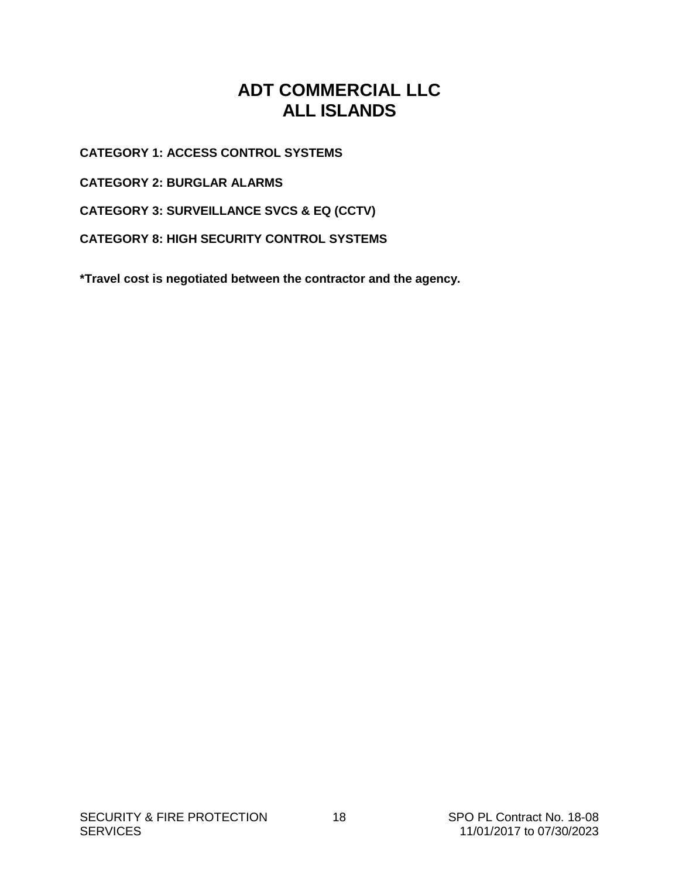# ADT COMMERCIAL LLC
# ALL ISLANDS

**CATEGORY 1: ACCESS CONTROL SYSTEMS**

**CATEGORY 2: BURGLAR ALARMS**

**CATEGORY 3: SURVEILLANCE SVCS & EQ (CCTV)**

**CATEGORY 8: HIGH SECURITY CONTROL SYSTEMS**

***Travel cost is negotiated between the contractor and the agency.**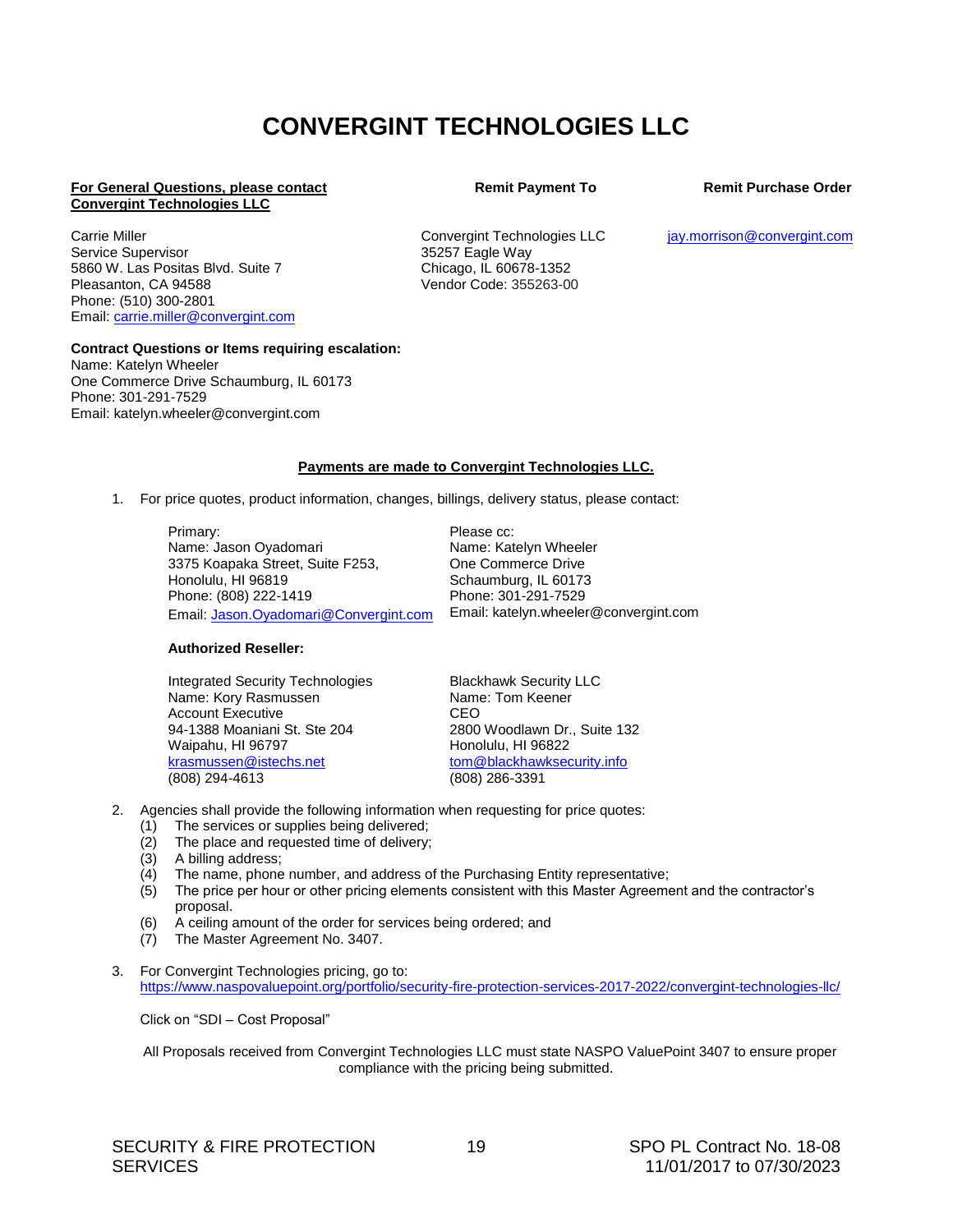# CONVERGINT TECHNOLOGIES LLC

**For General Questions, please contact Convergint Technologies LLC**

Carrie Miller
Service Supervisor
5860 W. Las Positas Blvd. Suite 7
Pleasanton, CA 94588
Phone: (510) 300-2801
Email: carrie.miller@convergint.com

**Remit Payment To**

Convergint Technologies LLC
35257 Eagle Way
Chicago, IL 60678-1352
Vendor Code: 355263-00

**Remit Purchase Order**

jay.morrison@convergint.com

**Contract Questions or Items requiring escalation:**
Name: Katelyn Wheeler
One Commerce Drive Schaumburg, IL 60173
Phone: 301-291-7529
Email: katelyn.wheeler@convergint.com

**Payments are made to Convergint Technologies LLC.**

1. For price quotes, product information, changes, billings, delivery status, please contact:

   Primary:
   Name: Jason Oyadomari
   3375 Koapaka Street, Suite F253,
   Honolulu, HI 96819
   Phone: (808) 222-1419
   Email: Jason.Oyadomari@Convergint.com

   Please cc:
   Name: Katelyn Wheeler
   One Commerce Drive
   Schaumburg, IL 60173
   Phone: 301-291-7529
   Email: katelyn.wheeler@convergint.com

   **Authorized Reseller:**

   Integrated Security Technologies
   Name: Kory Rasmussen
   Account Executive
   94-1388 Moaniani St. Ste 204
   Waipahu, HI 96797
   krasmussen@istechs.net
   (808) 294-4613

   Blackhawk Security LLC
   Name: Tom Keener
   CEO
   2800 Woodlawn Dr., Suite 132
   Honolulu, HI 96822
   tom@blackhawksecurity.info
   (808) 286-3391

2. Agencies shall provide the following information when requesting for price quotes:
   (1) The services or supplies being delivered;
   (2) The place and requested time of delivery;
   (3) A billing address;
   (4) The name, phone number, and address of the Purchasing Entity representative;
   (5) The price per hour or other pricing elements consistent with this Master Agreement and the contractor's proposal.
   (6) A ceiling amount of the order for services being ordered; and
   (7) The Master Agreement No. 3407.

3. For Convergint Technologies pricing, go to:
   https://www.naspovaluepoint.org/portfolio/security-fire-protection-services-2017-2022/convergint-technologies-llc/

   Click on "SDI – Cost Proposal"

   All Proposals received from Convergint Technologies LLC must state NASPO ValuePoint 3407 to ensure proper compliance with the pricing being submitted.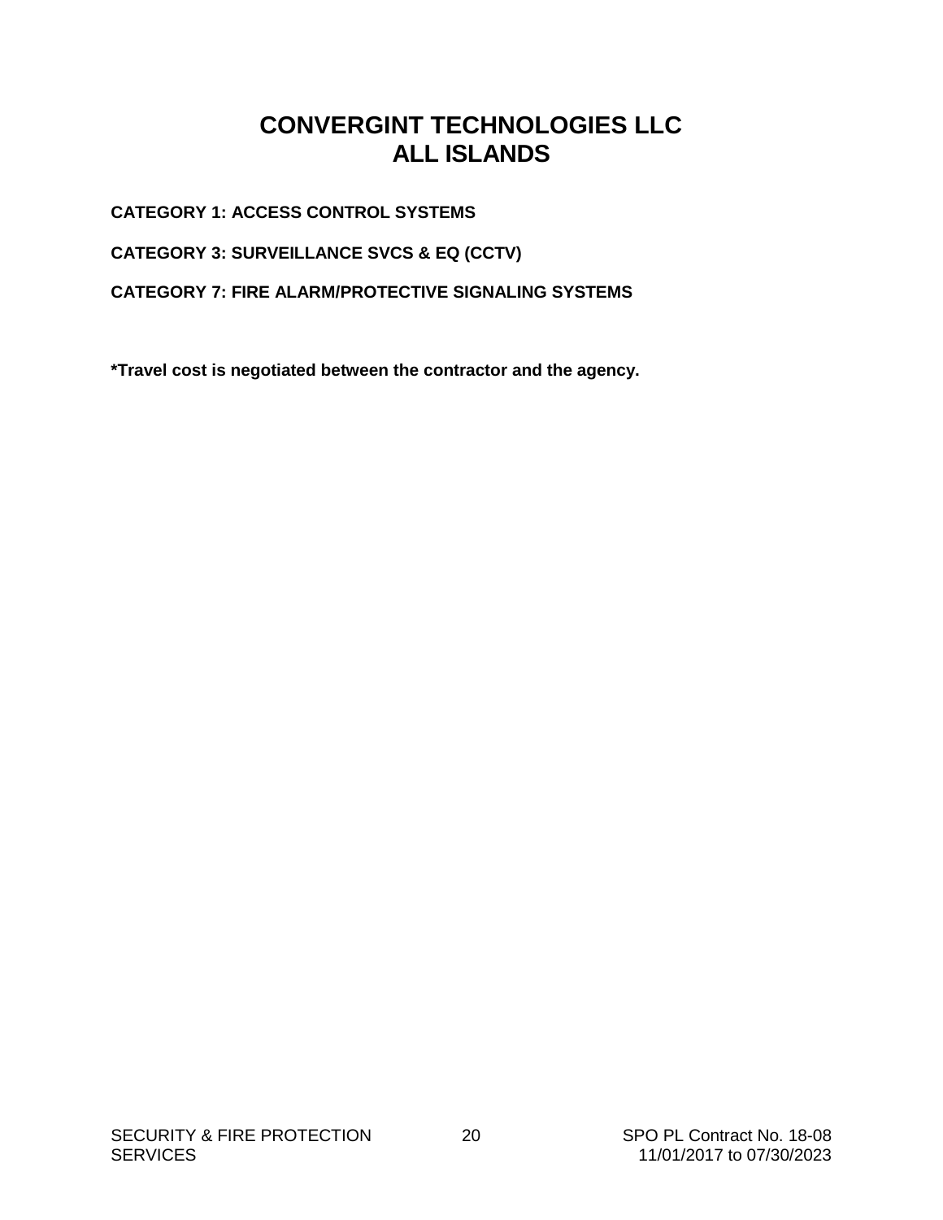# CONVERGINT TECHNOLOGIES LLC
# ALL ISLANDS

**CATEGORY 1: ACCESS CONTROL SYSTEMS**

**CATEGORY 3: SURVEILLANCE SVCS & EQ (CCTV)**

**CATEGORY 7: FIRE ALARM/PROTECTIVE SIGNALING SYSTEMS**

**\*Travel cost is negotiated between the contractor and the agency.**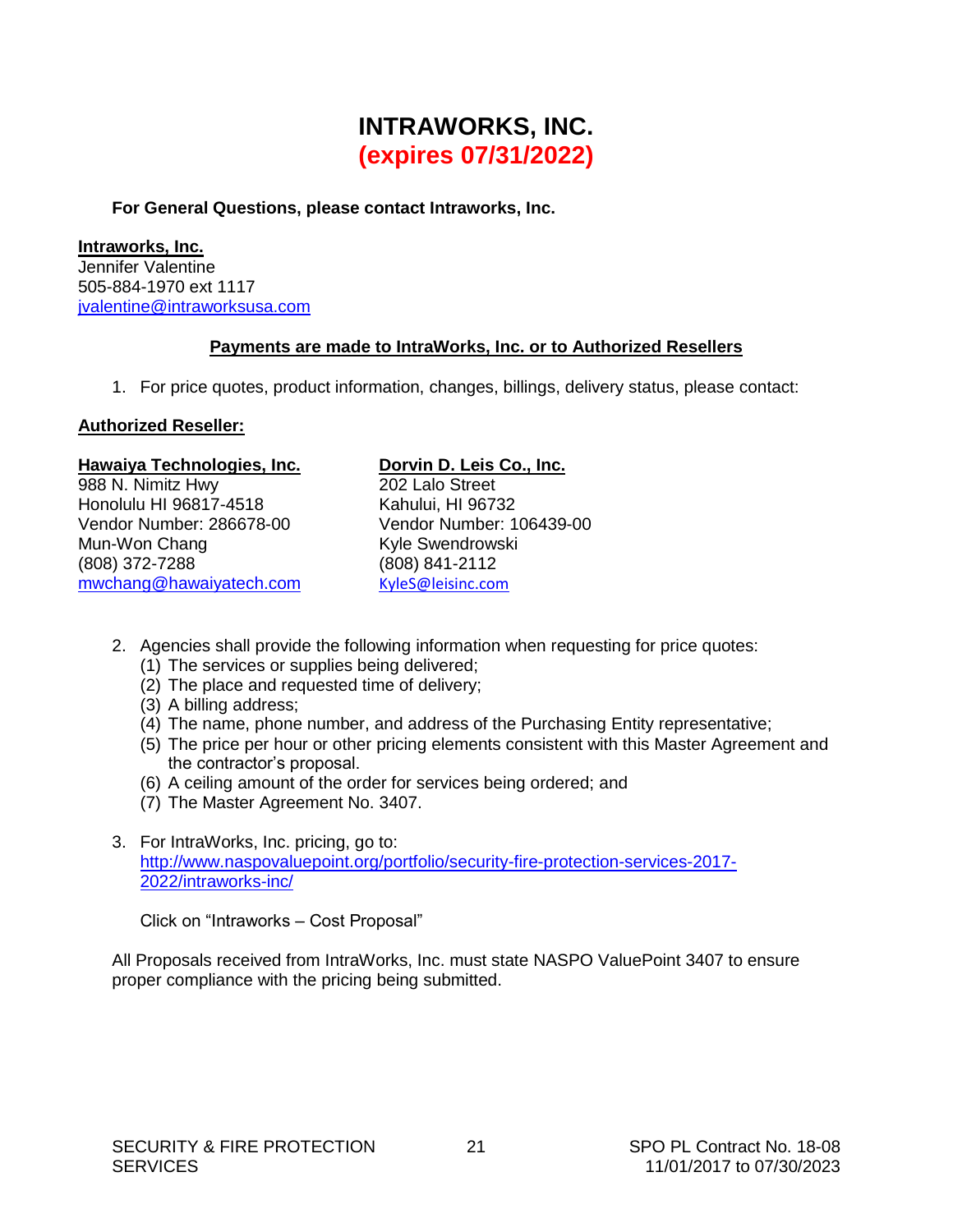# INTRAWORKS, INC.
## (expires 07/31/2022)

**For General Questions, please contact Intraworks, Inc.**

**Intraworks, Inc.**
Jennifer Valentine
505-884-1970 ext 1117
jvalentine@intraworksusa.com

**Payments are made to IntraWorks, Inc. or to Authorized Resellers**

1. For price quotes, product information, changes, billings, delivery status, please contact:

**Authorized Reseller:**

**Hawaiya Technologies, Inc.**
988 N. Nimitz Hwy
Honolulu HI 96817-4518
Vendor Number: 286678-00
Mun-Won Chang
(808) 372-7288
mwchang@hawaiyatech.com

**Dorvin D. Leis Co., Inc.**
202 Lalo Street
Kahului, HI 96732
Vendor Number: 106439-00
Kyle Swendrowski
(808) 841-2112
KyleS@leisinc.com

2. Agencies shall provide the following information when requesting for price quotes:
   (1) The services or supplies being delivered;
   (2) The place and requested time of delivery;
   (3) A billing address;
   (4) The name, phone number, and address of the Purchasing Entity representative;
   (5) The price per hour or other pricing elements consistent with this Master Agreement and the contractor's proposal.
   (6) A ceiling amount of the order for services being ordered; and
   (7) The Master Agreement No. 3407.

3. For IntraWorks, Inc. pricing, go to:
   http://www.naspovaluepoint.org/portfolio/security-fire-protection-services-2017-2022/intraworks-inc/

   Click on "Intraworks – Cost Proposal"

All Proposals received from IntraWorks, Inc. must state NASPO ValuePoint 3407 to ensure proper compliance with the pricing being submitted.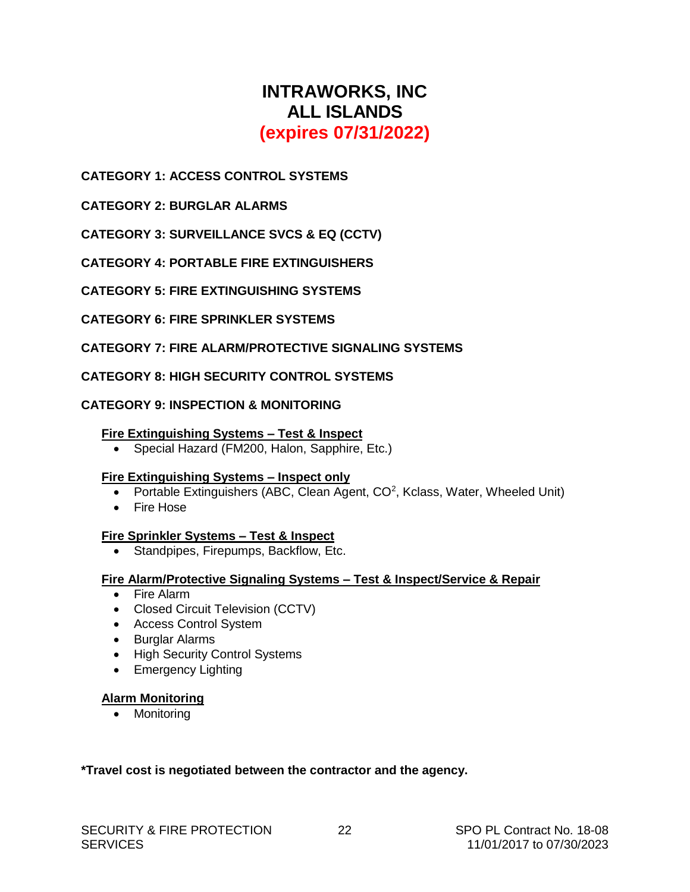# INTRAWORKS, INC
# ALL ISLANDS
# (expires 07/31/2022)

**CATEGORY 1: ACCESS CONTROL SYSTEMS**

**CATEGORY 2: BURGLAR ALARMS**

**CATEGORY 3: SURVEILLANCE SVCS & EQ (CCTV)**

**CATEGORY 4: PORTABLE FIRE EXTINGUISHERS**

**CATEGORY 5: FIRE EXTINGUISHING SYSTEMS**

**CATEGORY 6: FIRE SPRINKLER SYSTEMS**

**CATEGORY 7: FIRE ALARM/PROTECTIVE SIGNALING SYSTEMS**

**CATEGORY 8: HIGH SECURITY CONTROL SYSTEMS**

**CATEGORY 9: INSPECTION & MONITORING**

**Fire Extinguishing Systems – Test & Inspect**

- Special Hazard (FM200, Halon, Sapphire, Etc.)

**Fire Extinguishing Systems – Inspect only**

- Portable Extinguishers (ABC, Clean Agent, $CO^2$, Kclass, Water, Wheeled Unit)
- Fire Hose

**Fire Sprinkler Systems – Test & Inspect**

- Standpipes, Firepumps, Backflow, Etc.

**Fire Alarm/Protective Signaling Systems – Test & Inspect/Service & Repair**

- Fire Alarm
- Closed Circuit Television (CCTV)
- Access Control System
- Burglar Alarms
- High Security Control Systems
- Emergency Lighting

**Alarm Monitoring**

- Monitoring

**\*Travel cost is negotiated between the contractor and the agency.**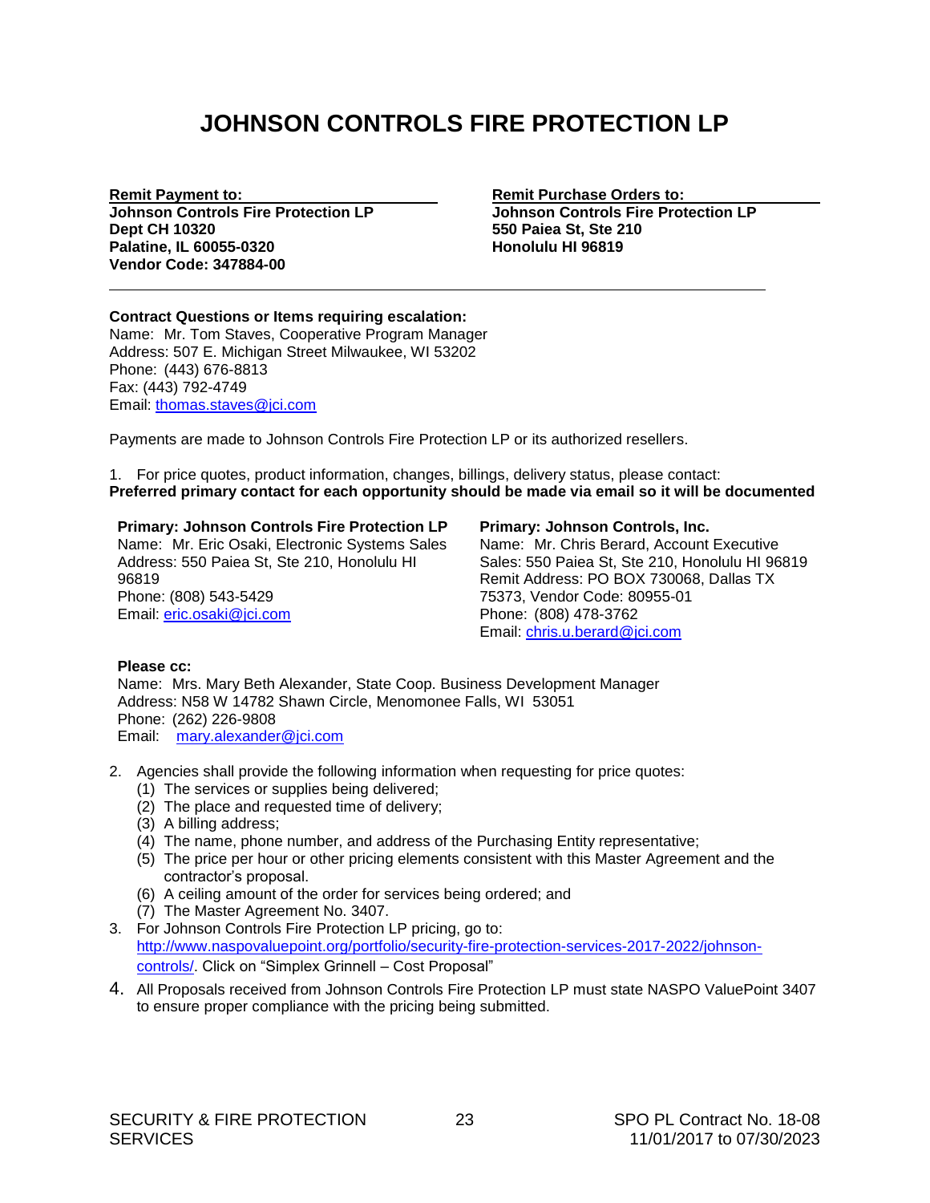# JOHNSON CONTROLS FIRE PROTECTION LP

**Remit Payment to:**
**Johnson Controls Fire Protection LP**
**Dept CH 10320**
**Palatine, IL 60055-0320**
**Vendor Code: 347884-00**

**Remit Purchase Orders to:**
**Johnson Controls Fire Protection LP**
**550 Paiea St, Ste 210**
**Honolulu HI 96819**

---

**Contract Questions or Items requiring escalation:**
Name: Mr. Tom Staves, Cooperative Program Manager
Address: 507 E. Michigan Street Milwaukee, WI 53202
Phone: (443) 676-8813
Fax: (443) 792-4749
Email: thomas.staves@jci.com

Payments are made to Johnson Controls Fire Protection LP or its authorized resellers.

1. For price quotes, product information, changes, billings, delivery status, please contact:
**Preferred primary contact for each opportunity should be made via email so it will be documented**

**Primary: Johnson Controls Fire Protection LP**
Name: Mr. Eric Osaki, Electronic Systems Sales
Address: 550 Paiea St, Ste 210, Honolulu HI 96819
Phone: (808) 543-5429
Email: eric.osaki@jci.com

**Primary: Johnson Controls, Inc.**
Name: Mr. Chris Berard, Account Executive
Sales: 550 Paiea St, Ste 210, Honolulu HI 96819
Remit Address: PO BOX 730068, Dallas TX 75373, Vendor Code: 80955-01
Phone: (808) 478-3762
Email: chris.u.berard@jci.com

**Please cc:**
Name: Mrs. Mary Beth Alexander, State Coop. Business Development Manager
Address: N58 W 14782 Shawn Circle, Menomonee Falls, WI 53051
Phone: (262) 226-9808
Email: mary.alexander@jci.com

2. Agencies shall provide the following information when requesting for price quotes:
   (1) The services or supplies being delivered;
   (2) The place and requested time of delivery;
   (3) A billing address;
   (4) The name, phone number, and address of the Purchasing Entity representative;
   (5) The price per hour or other pricing elements consistent with this Master Agreement and the contractor's proposal.
   (6) A ceiling amount of the order for services being ordered; and
   (7) The Master Agreement No. 3407.
3. For Johnson Controls Fire Protection LP pricing, go to: http://www.naspovaluepoint.org/portfolio/security-fire-protection-services-2017-2022/johnson-controls/. Click on "Simplex Grinnell – Cost Proposal"
4. All Proposals received from Johnson Controls Fire Protection LP must state NASPO ValuePoint 3407 to ensure proper compliance with the pricing being submitted.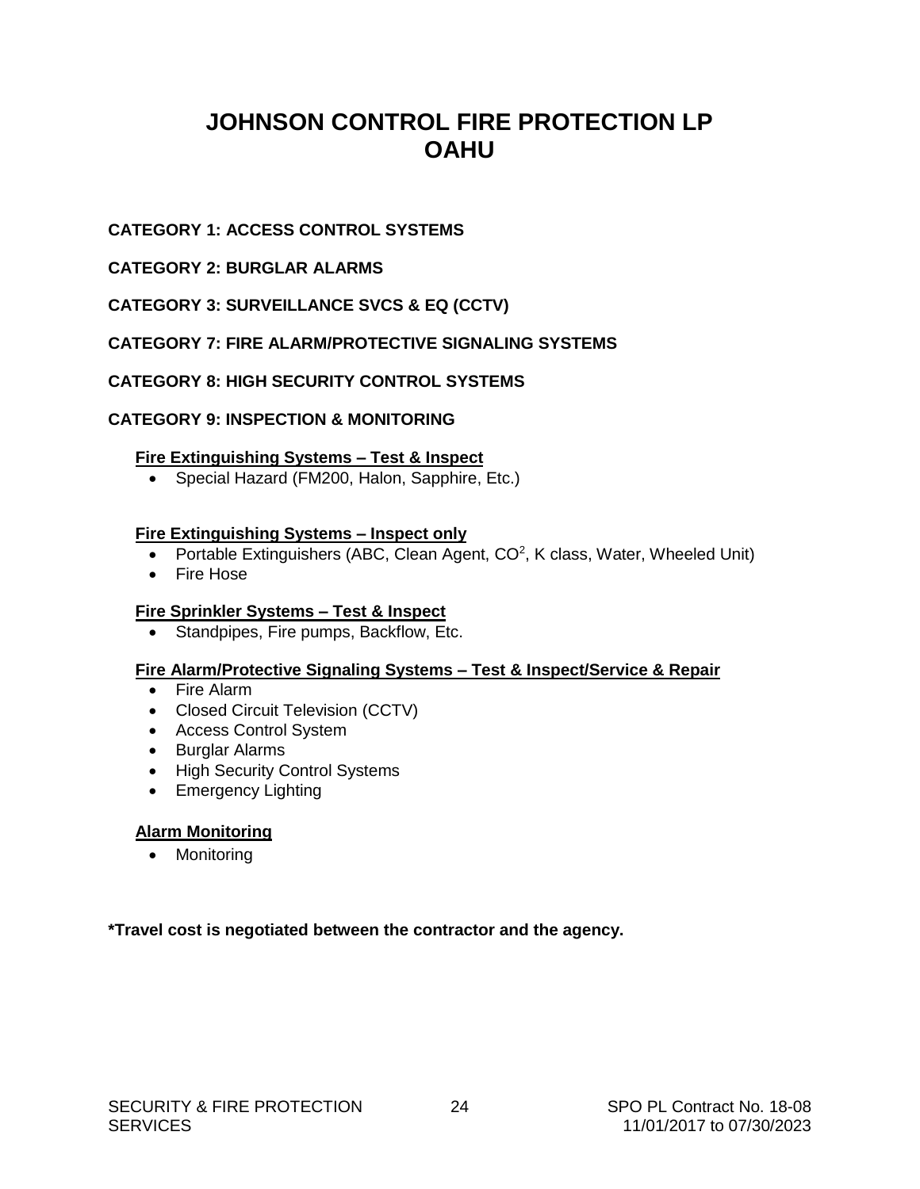# JOHNSON CONTROL FIRE PROTECTION LP
# OAHU

**CATEGORY 1: ACCESS CONTROL SYSTEMS**

**CATEGORY 2: BURGLAR ALARMS**

**CATEGORY 3: SURVEILLANCE SVCS & EQ (CCTV)**

**CATEGORY 7: FIRE ALARM/PROTECTIVE SIGNALING SYSTEMS**

**CATEGORY 8: HIGH SECURITY CONTROL SYSTEMS**

**CATEGORY 9: INSPECTION & MONITORING**

**Fire Extinguishing Systems – Test & Inspect**

- Special Hazard (FM200, Halon, Sapphire, Etc.)

**Fire Extinguishing Systems – Inspect only**

- Portable Extinguishers (ABC, Clean Agent, $CO^2$, K class, Water, Wheeled Unit)
- Fire Hose

**Fire Sprinkler Systems – Test & Inspect**

- Standpipes, Fire pumps, Backflow, Etc.

**Fire Alarm/Protective Signaling Systems – Test & Inspect/Service & Repair**

- Fire Alarm
- Closed Circuit Television (CCTV)
- Access Control System
- Burglar Alarms
- High Security Control Systems
- Emergency Lighting

**Alarm Monitoring**

- Monitoring

**\*Travel cost is negotiated between the contractor and the agency.**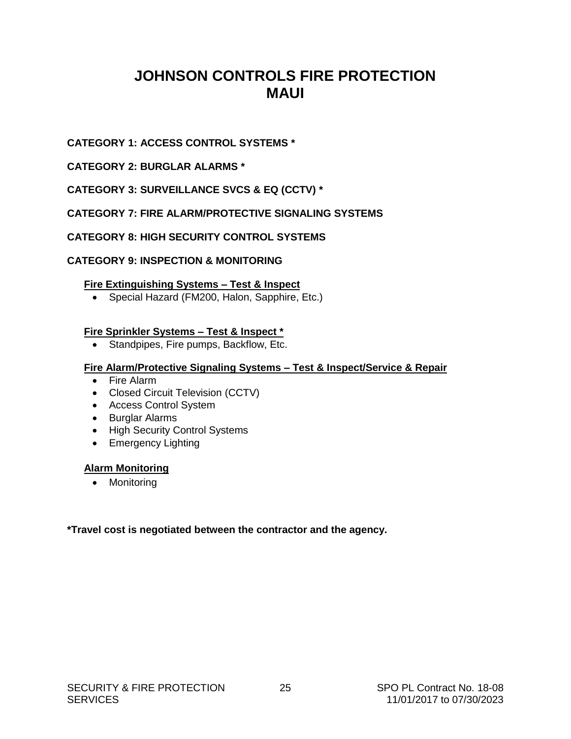# JOHNSON CONTROLS FIRE PROTECTION
# MAUI

**CATEGORY 1: ACCESS CONTROL SYSTEMS ***

**CATEGORY 2: BURGLAR ALARMS ***

**CATEGORY 3: SURVEILLANCE SVCS & EQ (CCTV) ***

**CATEGORY 7: FIRE ALARM/PROTECTIVE SIGNALING SYSTEMS**

**CATEGORY 8: HIGH SECURITY CONTROL SYSTEMS**

**CATEGORY 9: INSPECTION & MONITORING**

**Fire Extinguishing Systems – Test & Inspect**

- Special Hazard (FM200, Halon, Sapphire, Etc.)

**Fire Sprinkler Systems – Test & Inspect ***

- Standpipes, Fire pumps, Backflow, Etc.

**Fire Alarm/Protective Signaling Systems – Test & Inspect/Service & Repair**

- Fire Alarm
- Closed Circuit Television (CCTV)
- Access Control System
- Burglar Alarms
- High Security Control Systems
- Emergency Lighting

**Alarm Monitoring**

- Monitoring

***Travel cost is negotiated between the contractor and the agency.**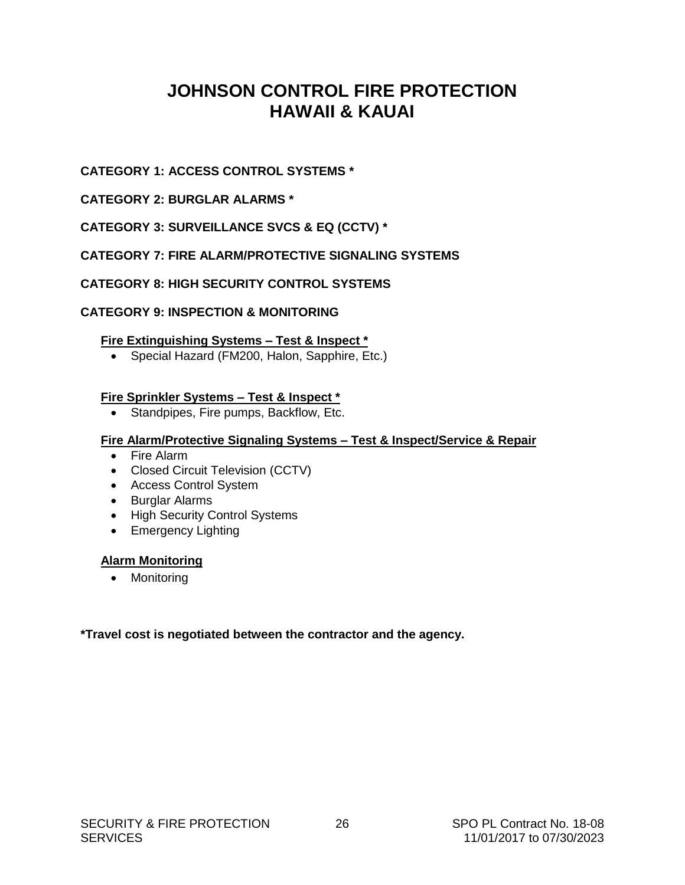# JOHNSON CONTROL FIRE PROTECTION
# HAWAII & KAUAI

**CATEGORY 1: ACCESS CONTROL SYSTEMS ***

**CATEGORY 2: BURGLAR ALARMS ***

**CATEGORY 3: SURVEILLANCE SVCS & EQ (CCTV) ***

**CATEGORY 7: FIRE ALARM/PROTECTIVE SIGNALING SYSTEMS**

**CATEGORY 8: HIGH SECURITY CONTROL SYSTEMS**

**CATEGORY 9: INSPECTION & MONITORING**

<u>**Fire Extinguishing Systems – Test & Inspect ***</u>

- Special Hazard (FM200, Halon, Sapphire, Etc.)

<u>**Fire Sprinkler Systems – Test & Inspect ***</u>

- Standpipes, Fire pumps, Backflow, Etc.

<u>**Fire Alarm/Protective Signaling Systems – Test & Inspect/Service & Repair**</u>

- Fire Alarm
- Closed Circuit Television (CCTV)
- Access Control System
- Burglar Alarms
- High Security Control Systems
- Emergency Lighting

<u>**Alarm Monitoring**</u>

- Monitoring

***Travel cost is negotiated between the contractor and the agency.**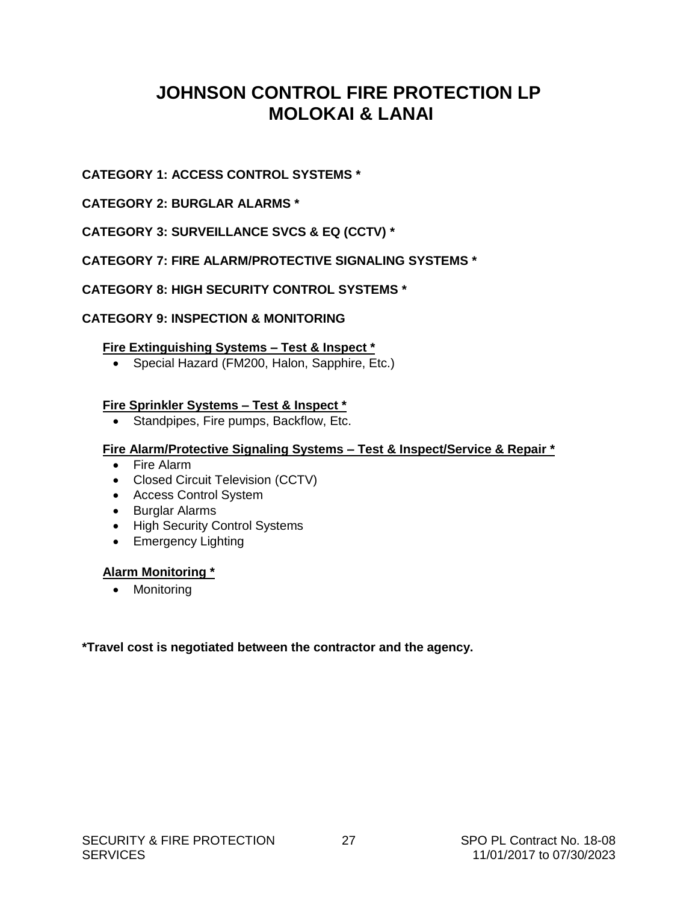# JOHNSON CONTROL FIRE PROTECTION LP
# MOLOKAI & LANAI

**CATEGORY 1: ACCESS CONTROL SYSTEMS ***

**CATEGORY 2: BURGLAR ALARMS ***

**CATEGORY 3: SURVEILLANCE SVCS & EQ (CCTV) ***

**CATEGORY 7: FIRE ALARM/PROTECTIVE SIGNALING SYSTEMS ***

**CATEGORY 8: HIGH SECURITY CONTROL SYSTEMS ***

**CATEGORY 9: INSPECTION & MONITORING**

**<u>Fire Extinguishing Systems – Test & Inspect *</u>**

- Special Hazard (FM200, Halon, Sapphire, Etc.)

**<u>Fire Sprinkler Systems – Test & Inspect *</u>**

- Standpipes, Fire pumps, Backflow, Etc.

**<u>Fire Alarm/Protective Signaling Systems – Test & Inspect/Service & Repair *</u>**

- Fire Alarm
- Closed Circuit Television (CCTV)
- Access Control System
- Burglar Alarms
- High Security Control Systems
- Emergency Lighting

**<u>Alarm Monitoring *</u>**

- Monitoring

***Travel cost is negotiated between the contractor and the agency.**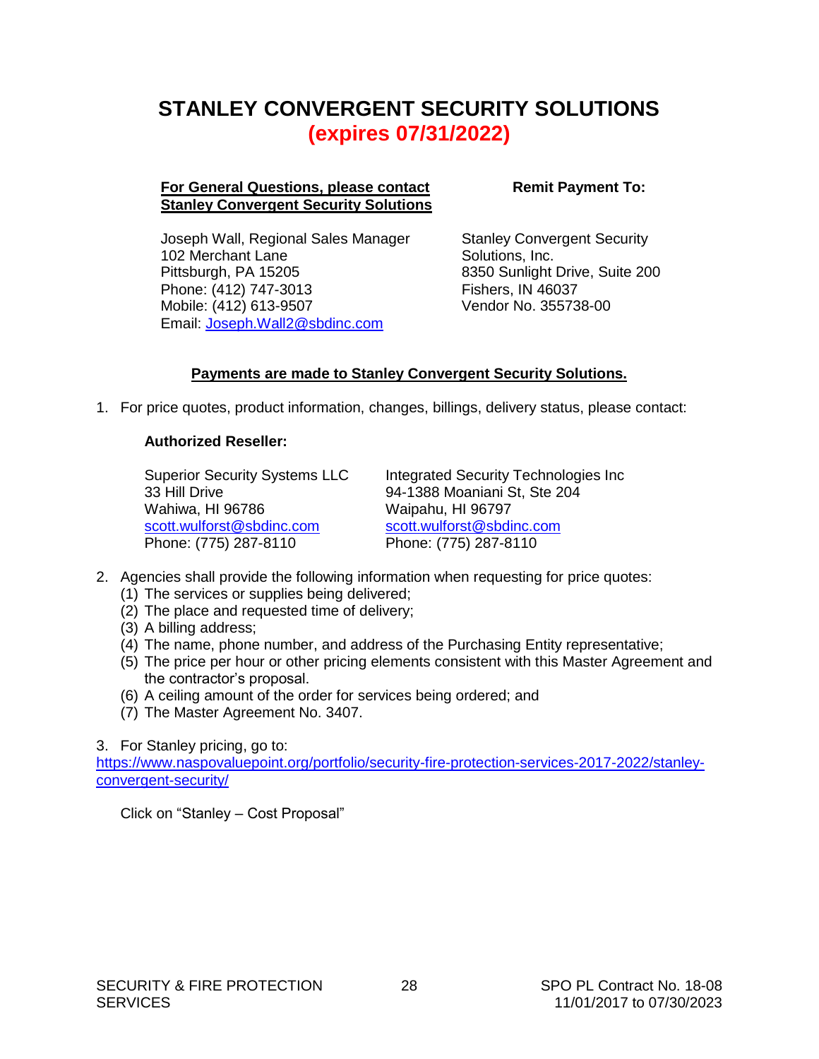# STANLEY CONVERGENT SECURITY SOLUTIONS
## (expires 07/31/2022)

**For General Questions, please contact Stanley Convergent Security Solutions**

Joseph Wall, Regional Sales Manager
102 Merchant Lane
Pittsburgh, PA 15205
Phone: (412) 747-3013
Mobile: (412) 613-9507
Email: Joseph.Wall2@sbdinc.com

**Remit Payment To:**

Stanley Convergent Security Solutions, Inc.
8350 Sunlight Drive, Suite 200
Fishers, IN 46037
Vendor No. 355738-00

**Payments are made to Stanley Convergent Security Solutions.**

1. For price quotes, product information, changes, billings, delivery status, please contact:

   **Authorized Reseller:**

   Superior Security Systems LLC
   33 Hill Drive
   Wahiwa, HI 96786
   scott.wulforst@sbdinc.com
   Phone: (775) 287-8110

   Integrated Security Technologies Inc
   94-1388 Moaniani St, Ste 204
   Waipahu, HI 96797
   scott.wulforst@sbdinc.com
   Phone: (775) 287-8110

2. Agencies shall provide the following information when requesting for price quotes:
   (1) The services or supplies being delivered;
   (2) The place and requested time of delivery;
   (3) A billing address;
   (4) The name, phone number, and address of the Purchasing Entity representative;
   (5) The price per hour or other pricing elements consistent with this Master Agreement and the contractor's proposal.
   (6) A ceiling amount of the order for services being ordered; and
   (7) The Master Agreement No. 3407.

3. For Stanley pricing, go to:
https://www.naspovaluepoint.org/portfolio/security-fire-protection-services-2017-2022/stanley-convergent-security/

   Click on "Stanley – Cost Proposal"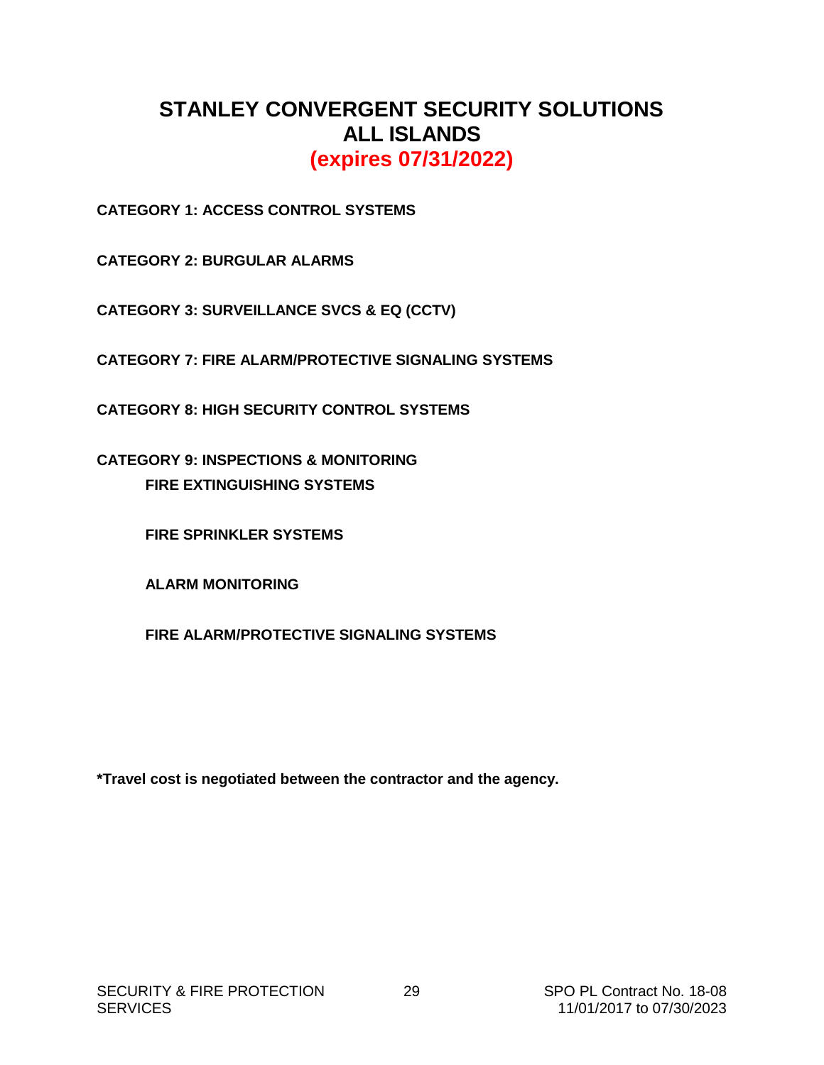# STANLEY CONVERGENT SECURITY SOLUTIONS
# ALL ISLANDS
# (expires 07/31/2022)

**CATEGORY 1: ACCESS CONTROL SYSTEMS**

**CATEGORY 2: BURGULAR ALARMS**

**CATEGORY 3: SURVEILLANCE SVCS & EQ (CCTV)**

**CATEGORY 7: FIRE ALARM/PROTECTIVE SIGNALING SYSTEMS**

**CATEGORY 8: HIGH SECURITY CONTROL SYSTEMS**

**CATEGORY 9: INSPECTIONS & MONITORING**

- **FIRE EXTINGUISHING SYSTEMS**
- **FIRE SPRINKLER SYSTEMS**
- **ALARM MONITORING**
- **FIRE ALARM/PROTECTIVE SIGNALING SYSTEMS**

**\*Travel cost is negotiated between the contractor and the agency.**